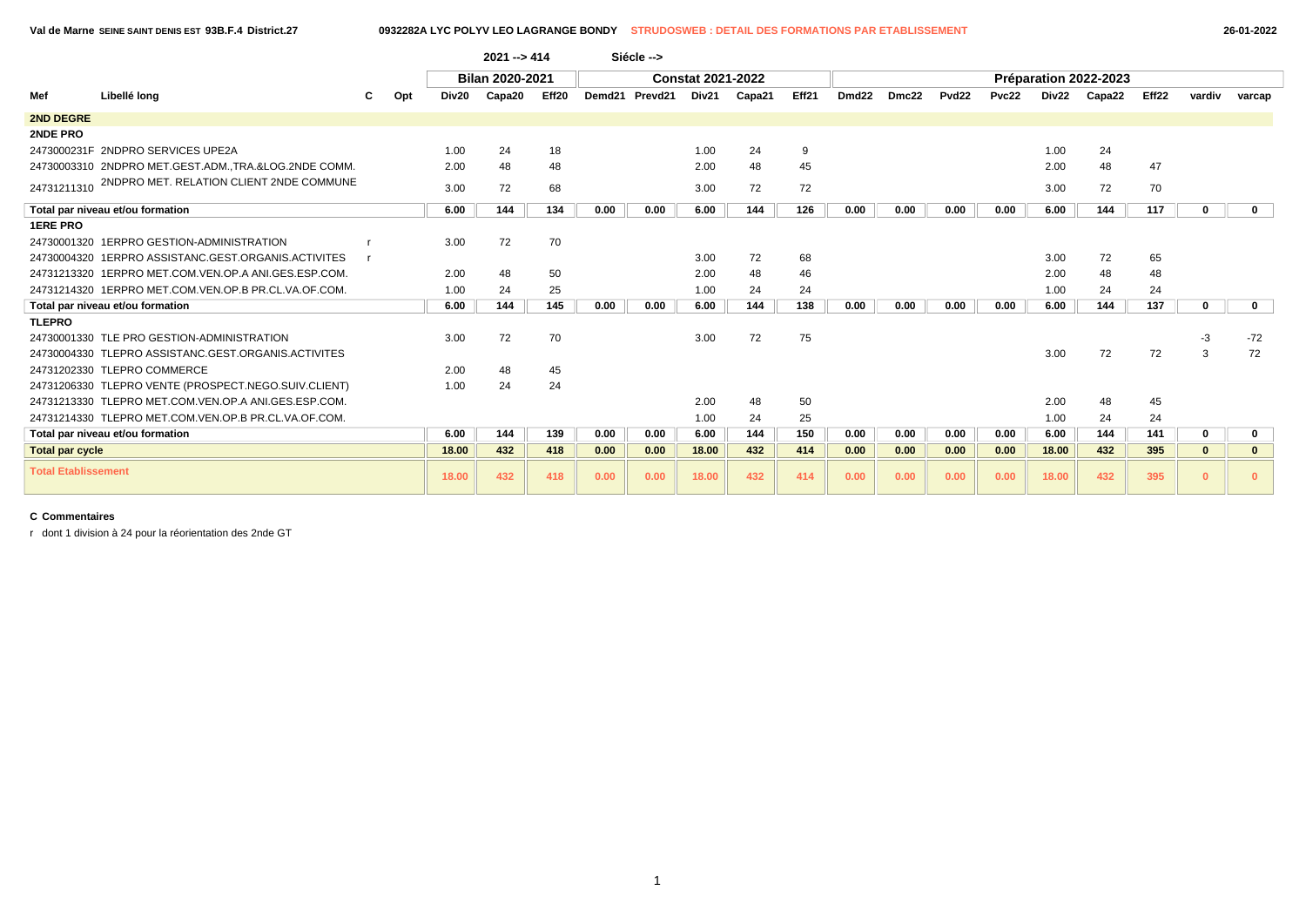Val de Marne SEINE SAINT DENIS EST 93B.F.4 District.27 — 0932282A LYC POLYV LEO LAGRANGE BONDY — STRUDOSWEB : DETAIL DES FORMATIONS PAR ETABLISSEMENT — 26-01-2022

2021 --> 414 — Siécle -->

| Mef | Libellé long | C | Opt | Bilan 2020-2021 | | | Constat 2021-2022 | | | | | Préparation 2022-2023 | | | | | | | | |
|---|---|---|---|---|---|---|---|---|---|---|---|---|---|---|---|---|---|---|---|---|
| | | | | Div20 | Capa20 | Eff20 | Demd21 | Prevd21 | Div21 | Capa21 | Eff21 | Dmd22 | Dmc22 | Pvd22 | Pvc22 | Div22 | Capa22 | Eff22 | vardiv | varcap |
| **2ND DEGRE** | | | | | | | | | | | | | | | | | | | | |
| **2NDE PRO** | | | | | | | | | | | | | | | | | | | | |
| 2473000231F | 2NDPRO SERVICES UPE2A | | | 1.00 | 24 | 18 | | | 1.00 | 24 | 9 | | | | | 1.00 | 24 | | | |
| 24730003310 | 2NDPRO MET.GEST.ADM.,TRA.&LOG.2NDE COMM. | | | 2.00 | 48 | 48 | | | 2.00 | 48 | 45 | | | | | 2.00 | 48 | 47 | | |
| 24731211310 | 2NDPRO MET. RELATION CLIENT 2NDE COMMUNE | | | 3.00 | 72 | 68 | | | 3.00 | 72 | 72 | | | | | 3.00 | 72 | 70 | | |
| **Total par niveau et/ou formation** | | | | **6.00** | **144** | **134** | **0.00** | **0.00** | **6.00** | **144** | **126** | **0.00** | **0.00** | **0.00** | **0.00** | **6.00** | **144** | **117** | **0** | **0** |
| **1ERE PRO** | | | | | | | | | | | | | | | | | | | | |
| 24730001320 | 1ERPRO GESTION-ADMINISTRATION | r | | 3.00 | 72 | 70 | | | | | | | | | | | | | | |
| 24730004320 | 1ERPRO ASSISTANC.GEST.ORGANIS.ACTIVITES | r | | | | | | | 3.00 | 72 | 68 | | | | | 3.00 | 72 | 65 | | |
| 24731213320 | 1ERPRO MET.COM.VEN.OP.A ANI.GES.ESP.COM. | | | 2.00 | 48 | 50 | | | 2.00 | 48 | 46 | | | | | 2.00 | 48 | 48 | | |
| 24731214320 | 1ERPRO MET.COM.VEN.OP.B PR.CL.VA.OF.COM. | | | 1.00 | 24 | 25 | | | 1.00 | 24 | 24 | | | | | 1.00 | 24 | 24 | | |
| **Total par niveau et/ou formation** | | | | **6.00** | **144** | **145** | **0.00** | **0.00** | **6.00** | **144** | **138** | **0.00** | **0.00** | **0.00** | **0.00** | **6.00** | **144** | **137** | **0** | **0** |
| **TLEPRO** | | | | | | | | | | | | | | | | | | | | |
| 24730001330 | TLE PRO GESTION-ADMINISTRATION | | | 3.00 | 72 | 70 | | | 3.00 | 72 | 75 | | | | | | | | -3 | -72 |
| 24730004330 | TLEPRO ASSISTANC.GEST.ORGANIS.ACTIVITES | | | | | | | | | | | | | | | 3.00 | 72 | 72 | 3 | 72 |
| 24731202330 | TLEPRO COMMERCE | | | 2.00 | 48 | 45 | | | | | | | | | | | | | | |
| 24731206330 | TLEPRO VENTE (PROSPECT.NEGO.SUIV.CLIENT) | | | 1.00 | 24 | 24 | | | | | | | | | | | | | | |
| 24731213330 | TLEPRO MET.COM.VEN.OP.A ANI.GES.ESP.COM. | | | | | | | | 2.00 | 48 | 50 | | | | | 2.00 | 48 | 45 | | |
| 24731214330 | TLEPRO MET.COM.VEN.OP.B PR.CL.VA.OF.COM. | | | | | | | | 1.00 | 24 | 25 | | | | | 1.00 | 24 | 24 | | |
| **Total par niveau et/ou formation** | | | | **6.00** | **144** | **139** | **0.00** | **0.00** | **6.00** | **144** | **150** | **0.00** | **0.00** | **0.00** | **0.00** | **6.00** | **144** | **141** | **0** | **0** |
| **Total par cycle** | | | | **18.00** | **432** | **418** | **0.00** | **0.00** | **18.00** | **432** | **414** | **0.00** | **0.00** | **0.00** | **0.00** | **18.00** | **432** | **395** | **0** | **0** |
| **Total Etablissement** | | | | **18.00** | **432** | **418** | **0.00** | **0.00** | **18.00** | **432** | **414** | **0.00** | **0.00** | **0.00** | **0.00** | **18.00** | **432** | **395** | **0** | **0** |

**C Commentaires**

r dont 1 division à 24 pour la réorientation des 2nde GT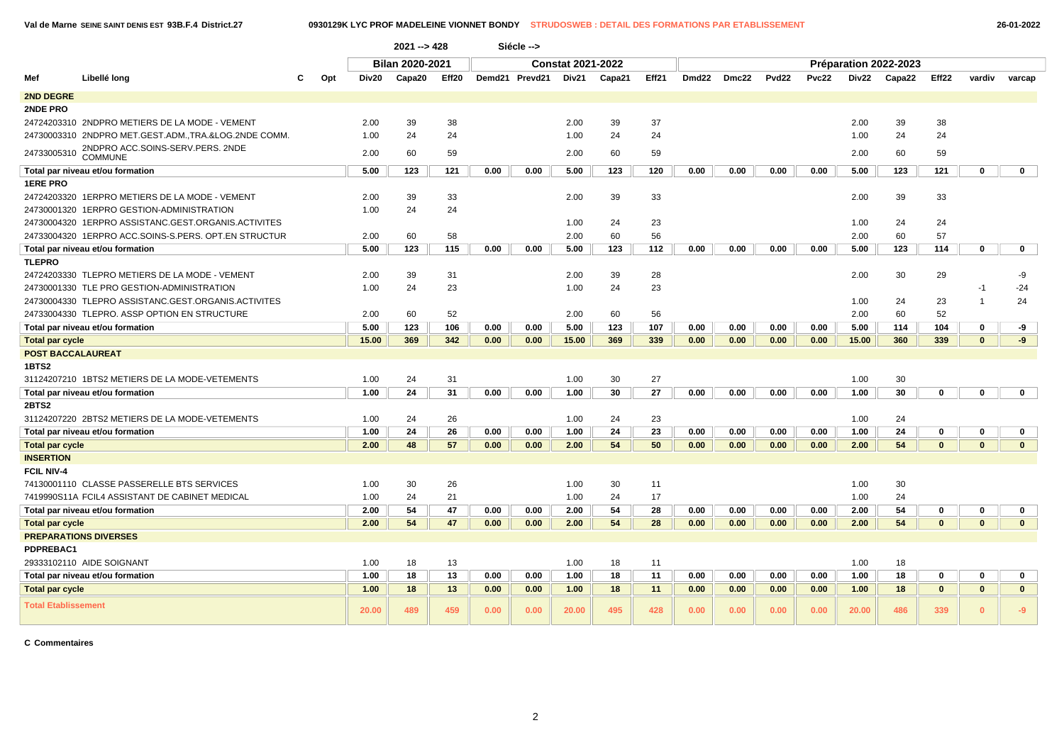Val de Marne SEINE SAINT DENIS EST 93B.F.4 District.27 — 0930129K LYC PROF MADELEINE VIONNET BONDY — STRUDOSWEB : DETAIL DES FORMATIONS PAR ETABLISSEMENT — 26-01-2022

2021 --> 428 — Siécle -->

| Mef | Libellé long | C | Opt | Bilan 2020-2021 | | | Constat 2021-2022 | | | | | Préparation 2022-2023 | | | | | | | | |
|---|---|---|---|---|---|---|---|---|---|---|---|---|---|---|---|---|---|---|---|---|
| | | | | Div20 | Capa20 | Eff20 | Demd21 | Prevd21 | Div21 | Capa21 | Eff21 | Dmd22 | Dmc22 | Pvd22 | Pvc22 | Div22 | Capa22 | Eff22 | vardiv | varcap |
| **2ND DEGRE** | | | | | | | | | | | | | | | | | | | | |
| **2NDE PRO** | | | | | | | | | | | | | | | | | | | | |
| 24724203310 | 2NDPRO METIERS DE LA MODE - VEMENT | | | 2.00 | 39 | 38 | | | 2.00 | 39 | 37 | | | | | 2.00 | 39 | 38 | | |
| 24730003310 | 2NDPRO MET.GEST.ADM.,TRA.&LOG.2NDE COMM. | | | 1.00 | 24 | 24 | | | 1.00 | 24 | 24 | | | | | 1.00 | 24 | 24 | | |
| 24733005310 | 2NDPRO ACC.SOINS-SERV.PERS. 2NDE COMMUNE | | | 2.00 | 60 | 59 | | | 2.00 | 60 | 59 | | | | | 2.00 | 60 | 59 | | |
| **Total par niveau et/ou formation** | | | | **5.00** | **123** | **121** | **0.00** | **0.00** | **5.00** | **123** | **120** | **0.00** | **0.00** | **0.00** | **0.00** | **5.00** | **123** | **121** | **0** | **0** |
| **1ERE PRO** | | | | | | | | | | | | | | | | | | | | |
| 24724203320 | 1ERPRO METIERS DE LA MODE - VEMENT | | | 2.00 | 39 | 33 | | | 2.00 | 39 | 33 | | | | | 2.00 | 39 | 33 | | |
| 24730001320 | 1ERPRO GESTION-ADMINISTRATION | | | 1.00 | 24 | 24 | | | | | | | | | | | | | | |
| 24730004320 | 1ERPRO ASSISTANC.GEST.ORGANIS.ACTIVITES | | | | | | | | 1.00 | 24 | 23 | | | | | 1.00 | 24 | 24 | | |
| 24733004320 | 1ERPRO ACC.SOINS-S.PERS. OPT.EN STRUCTUR | | | 2.00 | 60 | 58 | | | 2.00 | 60 | 56 | | | | | 2.00 | 60 | 57 | | |
| **Total par niveau et/ou formation** | | | | **5.00** | **123** | **115** | **0.00** | **0.00** | **5.00** | **123** | **112** | **0.00** | **0.00** | **0.00** | **0.00** | **5.00** | **123** | **114** | **0** | **0** |
| **TLEPRO** | | | | | | | | | | | | | | | | | | | | |
| 24724203330 | TLEPRO METIERS DE LA MODE - VEMENT | | | 2.00 | 39 | 31 | | | 2.00 | 39 | 28 | | | | | 2.00 | 30 | 29 | | -9 |
| 24730001330 | TLE PRO GESTION-ADMINISTRATION | | | 1.00 | 24 | 23 | | | 1.00 | 24 | 23 | | | | | | | | -1 | -24 |
| 24730004330 | TLEPRO ASSISTANC.GEST.ORGANIS.ACTIVITES | | | | | | | | | | | | | | | 1.00 | 24 | 23 | 1 | 24 |
| 24733004330 | TLEPRO. ASSP OPTION EN STRUCTURE | | | 2.00 | 60 | 52 | | | 2.00 | 60 | 56 | | | | | 2.00 | 60 | 52 | | |
| **Total par niveau et/ou formation** | | | | **5.00** | **123** | **106** | **0.00** | **0.00** | **5.00** | **123** | **107** | **0.00** | **0.00** | **0.00** | **0.00** | **5.00** | **114** | **104** | **0** | **-9** |
| **Total par cycle** | | | | **15.00** | **369** | **342** | **0.00** | **0.00** | **15.00** | **369** | **339** | **0.00** | **0.00** | **0.00** | **0.00** | **15.00** | **360** | **339** | **0** | **-9** |
| **POST BACCALAUREAT** | | | | | | | | | | | | | | | | | | | | |
| **1BTS2** | | | | | | | | | | | | | | | | | | | | |
| 31124207210 | 1BTS2 METIERS DE LA MODE-VETEMENTS | | | 1.00 | 24 | 31 | | | 1.00 | 30 | 27 | | | | | 1.00 | 30 | | | |
| **Total par niveau et/ou formation** | | | | **1.00** | **24** | **31** | **0.00** | **0.00** | **1.00** | **30** | **27** | **0.00** | **0.00** | **0.00** | **0.00** | **1.00** | **30** | **0** | **0** | **0** |
| **2BTS2** | | | | | | | | | | | | | | | | | | | | |
| 31124207220 | 2BTS2 METIERS DE LA MODE-VETEMENTS | | | 1.00 | 24 | 26 | | | 1.00 | 24 | 23 | | | | | 1.00 | 24 | | | |
| **Total par niveau et/ou formation** | | | | **1.00** | **24** | **26** | **0.00** | **0.00** | **1.00** | **24** | **23** | **0.00** | **0.00** | **0.00** | **0.00** | **1.00** | **24** | **0** | **0** | **0** |
| **Total par cycle** | | | | **2.00** | **48** | **57** | **0.00** | **0.00** | **2.00** | **54** | **50** | **0.00** | **0.00** | **0.00** | **0.00** | **2.00** | **54** | **0** | **0** | **0** |
| **INSERTION** | | | | | | | | | | | | | | | | | | | | |
| **FCIL NIV-4** | | | | | | | | | | | | | | | | | | | | |
| 74130001110 | CLASSE PASSERELLE BTS SERVICES | | | 1.00 | 30 | 26 | | | 1.00 | 30 | 11 | | | | | 1.00 | 30 | | | |
| 7419990S11A | FCIL4 ASSISTANT DE CABINET MEDICAL | | | 1.00 | 24 | 21 | | | 1.00 | 24 | 17 | | | | | 1.00 | 24 | | | |
| **Total par niveau et/ou formation** | | | | **2.00** | **54** | **47** | **0.00** | **0.00** | **2.00** | **54** | **28** | **0.00** | **0.00** | **0.00** | **0.00** | **2.00** | **54** | **0** | **0** | **0** |
| **Total par cycle** | | | | **2.00** | **54** | **47** | **0.00** | **0.00** | **2.00** | **54** | **28** | **0.00** | **0.00** | **0.00** | **0.00** | **2.00** | **54** | **0** | **0** | **0** |
| **PREPARATIONS DIVERSES** | | | | | | | | | | | | | | | | | | | | |
| **PDPREBAC1** | | | | | | | | | | | | | | | | | | | | |
| 29333102110 | AIDE SOIGNANT | | | 1.00 | 18 | 13 | | | 1.00 | 18 | 11 | | | | | 1.00 | 18 | | | |
| **Total par niveau et/ou formation** | | | | **1.00** | **18** | **13** | **0.00** | **0.00** | **1.00** | **18** | **11** | **0.00** | **0.00** | **0.00** | **0.00** | **1.00** | **18** | **0** | **0** | **0** |
| **Total par cycle** | | | | **1.00** | **18** | **13** | **0.00** | **0.00** | **1.00** | **18** | **11** | **0.00** | **0.00** | **0.00** | **0.00** | **1.00** | **18** | **0** | **0** | **0** |
| **Total Etablissement** | | | | **20.00** | **489** | **459** | **0.00** | **0.00** | **20.00** | **495** | **428** | **0.00** | **0.00** | **0.00** | **0.00** | **20.00** | **486** | **339** | **0** | **-9** |

**C Commentaires**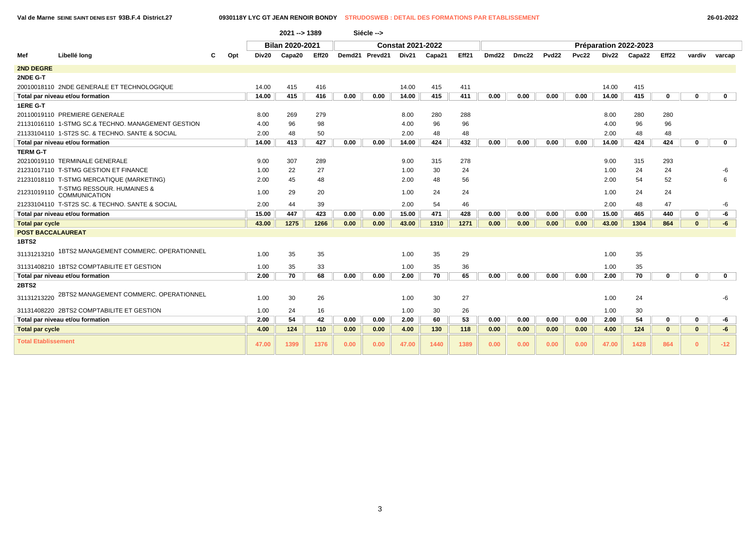**Val de Marne SEINE SAINT DENIS EST 93B.F.4 District.27** — **0930118Y LYC GT JEAN RENOIR BONDY** — STRUDOSWEB : DETAIL DES FORMATIONS PAR ETABLISSEMENT — 26-01-2022

| | | | | | 2021 --> 1389 | | | Siécle --> | | | | | | | | | | | | |
|---|---|---|---|---|---|---|---|---|---|---|---|---|---|---|---|---|---|---|---|---|
| | | | | Bilan 2020-2021 | | | Constat 2021-2022 | | | | | Préparation 2022-2023 | | | | | | | | |
| Mef | Libellé long | C | Opt | Div20 | Capa20 | Eff20 | Demd21 | Prevd21 | Div21 | Capa21 | Eff21 | Dmd22 | Dmc22 | Pvd22 | Pvc22 | Div22 | Capa22 | Eff22 | vardiv | varcap |
| **2ND DEGRE** | | | | | | | | | | | | | | | | | | | | |
| **2NDE G-T** | | | | | | | | | | | | | | | | | | | | |
| 20010018110 | 2NDE GENERALE ET TECHNOLOGIQUE | | | 14.00 | 415 | 416 | | | 14.00 | 415 | 411 | | | | | 14.00 | 415 | | | |
| **Total par niveau et/ou formation** | | | | **14.00** | **415** | **416** | **0.00** | **0.00** | **14.00** | **415** | **411** | **0.00** | **0.00** | **0.00** | **0.00** | **14.00** | **415** | **0** | **0** | **0** |
| **1ERE G-T** | | | | | | | | | | | | | | | | | | | | |
| 20110019110 | PREMIERE GENERALE | | | 8.00 | 269 | 279 | | | 8.00 | 280 | 288 | | | | | 8.00 | 280 | 280 | | |
| 21131016110 | 1-STMG SC.& TECHNO. MANAGEMENT GESTION | | | 4.00 | 96 | 98 | | | 4.00 | 96 | 96 | | | | | 4.00 | 96 | 96 | | |
| 21133104110 | 1-ST2S SC. & TECHNO. SANTE & SOCIAL | | | 2.00 | 48 | 50 | | | 2.00 | 48 | 48 | | | | | 2.00 | 48 | 48 | | |
| **Total par niveau et/ou formation** | | | | **14.00** | **413** | **427** | **0.00** | **0.00** | **14.00** | **424** | **432** | **0.00** | **0.00** | **0.00** | **0.00** | **14.00** | **424** | **424** | **0** | **0** |
| **TERM G-T** | | | | | | | | | | | | | | | | | | | | |
| 20210019110 | TERMINALE GENERALE | | | 9.00 | 307 | 289 | | | 9.00 | 315 | 278 | | | | | 9.00 | 315 | 293 | | |
| 21231017110 | T-STMG GESTION ET FINANCE | | | 1.00 | 22 | 27 | | | 1.00 | 30 | 24 | | | | | 1.00 | 24 | 24 | | -6 |
| 21231018110 | T-STMG MERCATIQUE (MARKETING) | | | 2.00 | 45 | 48 | | | 2.00 | 48 | 56 | | | | | 2.00 | 54 | 52 | | 6 |
| 21231019110 | T-STMG RESSOUR. HUMAINES & COMMUNICATION | | | 1.00 | 29 | 20 | | | 1.00 | 24 | 24 | | | | | 1.00 | 24 | 24 | | |
| 21233104110 | T-ST2S SC. & TECHNO. SANTE & SOCIAL | | | 2.00 | 44 | 39 | | | 2.00 | 54 | 46 | | | | | 2.00 | 48 | 47 | | -6 |
| **Total par niveau et/ou formation** | | | | **15.00** | **447** | **423** | **0.00** | **0.00** | **15.00** | **471** | **428** | **0.00** | **0.00** | **0.00** | **0.00** | **15.00** | **465** | **440** | **0** | **-6** |
| **Total par cycle** | | | | **43.00** | **1275** | **1266** | **0.00** | **0.00** | **43.00** | **1310** | **1271** | **0.00** | **0.00** | **0.00** | **0.00** | **43.00** | **1304** | **864** | **0** | **-6** |
| **POST BACCALAUREAT** | | | | | | | | | | | | | | | | | | | | |
| **1BTS2** | | | | | | | | | | | | | | | | | | | | |
| 31131213210 | 1BTS2 MANAGEMENT COMMERC. OPERATIONNEL | | | 1.00 | 35 | 35 | | | 1.00 | 35 | 29 | | | | | 1.00 | 35 | | | |
| 31131408210 | 1BTS2 COMPTABILITE ET GESTION | | | 1.00 | 35 | 33 | | | 1.00 | 35 | 36 | | | | | 1.00 | 35 | | | |
| **Total par niveau et/ou formation** | | | | **2.00** | **70** | **68** | **0.00** | **0.00** | **2.00** | **70** | **65** | **0.00** | **0.00** | **0.00** | **0.00** | **2.00** | **70** | **0** | **0** | **0** |
| **2BTS2** | | | | | | | | | | | | | | | | | | | | |
| 31131213220 | 2BTS2 MANAGEMENT COMMERC. OPERATIONNEL | | | 1.00 | 30 | 26 | | | 1.00 | 30 | 27 | | | | | 1.00 | 24 | | | -6 |
| 31131408220 | 2BTS2 COMPTABILITE ET GESTION | | | 1.00 | 24 | 16 | | | 1.00 | 30 | 26 | | | | | 1.00 | 30 | | | |
| **Total par niveau et/ou formation** | | | | **2.00** | **54** | **42** | **0.00** | **0.00** | **2.00** | **60** | **53** | **0.00** | **0.00** | **0.00** | **0.00** | **2.00** | **54** | **0** | **0** | **-6** |
| **Total par cycle** | | | | **4.00** | **124** | **110** | **0.00** | **0.00** | **4.00** | **130** | **118** | **0.00** | **0.00** | **0.00** | **0.00** | **4.00** | **124** | **0** | **0** | **-6** |
| **Total Etablissement** | | | | **47.00** | **1399** | **1376** | **0.00** | **0.00** | **47.00** | **1440** | **1389** | **0.00** | **0.00** | **0.00** | **0.00** | **47.00** | **1428** | **864** | **0** | **-12** |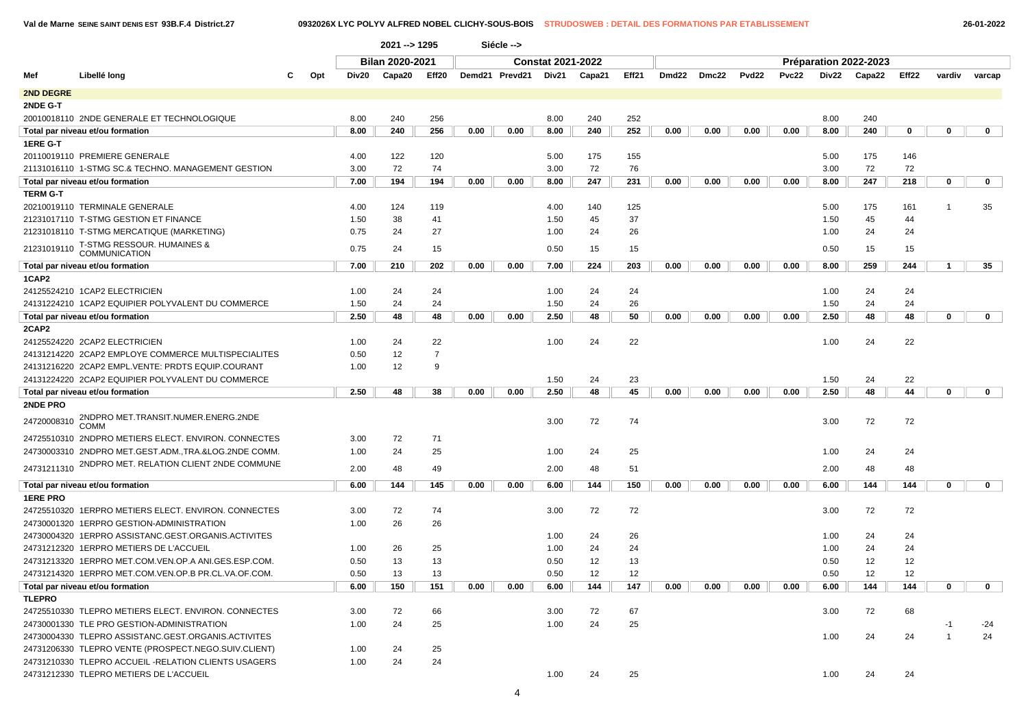Val de Marne SEINE SAINT DENIS EST 93B.F.4 District.27 — 0932026X LYC POLYV ALFRED NOBEL CLICHY-SOUS-BOIS — STRUDOSWEB : DETAIL DES FORMATIONS PAR ETABLISSEMENT — 26-01-2022

2021 --> 1295 Siécle -->

| | | | | Bilan 2020-2021 | | | | | Constat 2021-2022 | | | Préparation 2022-2023 | | | | | | | | |
|---|---|---|---|---|---|---|---|---|---|---|---|---|---|---|---|---|---|---|---|---|
| Mef | Libellé long | C | Opt | Div20 | Capa20 | Eff20 | Demd21 | Prevd21 | Div21 | Capa21 | Eff21 | Dmd22 | Dmc22 | Pvd22 | Pvc22 | Div22 | Capa22 | Eff22 | vardiv | varcap |
| **2ND DEGRE** | | | | | | | | | | | | | | | | | | | | |
| **2NDE G-T** | | | | | | | | | | | | | | | | | | | | |
| 20010018110 | 2NDE GENERALE ET TECHNOLOGIQUE | | | 8.00 | 240 | 256 | | | 8.00 | 240 | 252 | | | | | 8.00 | 240 | | | |
| **Total par niveau et/ou formation** | | | | **8.00** | **240** | **256** | **0.00** | **0.00** | **8.00** | **240** | **252** | **0.00** | **0.00** | **0.00** | **0.00** | **8.00** | **240** | **0** | **0** | **0** |
| **1ERE G-T** | | | | | | | | | | | | | | | | | | | | |
| 20110019110 | PREMIERE GENERALE | | | 4.00 | 122 | 120 | | | 5.00 | 175 | 155 | | | | | 5.00 | 175 | 146 | | |
| 21131016110 | 1-STMG SC.& TECHNO. MANAGEMENT GESTION | | | 3.00 | 72 | 74 | | | 3.00 | 72 | 76 | | | | | 3.00 | 72 | 72 | | |
| **Total par niveau et/ou formation** | | | | **7.00** | **194** | **194** | **0.00** | **0.00** | **8.00** | **247** | **231** | **0.00** | **0.00** | **0.00** | **0.00** | **8.00** | **247** | **218** | **0** | **0** |
| **TERM G-T** | | | | | | | | | | | | | | | | | | | | |
| 20210019110 | TERMINALE GENERALE | | | 4.00 | 124 | 119 | | | 4.00 | 140 | 125 | | | | | 5.00 | 175 | 161 | 1 | 35 |
| 21231017110 | T-STMG GESTION ET FINANCE | | | 1.50 | 38 | 41 | | | 1.50 | 45 | 37 | | | | | 1.50 | 45 | 44 | | |
| 21231018110 | T-STMG MERCATIQUE (MARKETING) | | | 0.75 | 24 | 27 | | | 1.00 | 24 | 26 | | | | | 1.00 | 24 | 24 | | |
| 21231019110 | T-STMG RESSOUR. HUMAINES & COMMUNICATION | | | 0.75 | 24 | 15 | | | 0.50 | 15 | 15 | | | | | 0.50 | 15 | 15 | | |
| **Total par niveau et/ou formation** | | | | **7.00** | **210** | **202** | **0.00** | **0.00** | **7.00** | **224** | **203** | **0.00** | **0.00** | **0.00** | **0.00** | **8.00** | **259** | **244** | **1** | **35** |
| **1CAP2** | | | | | | | | | | | | | | | | | | | | |
| 24125524210 | 1CAP2 ELECTRICIEN | | | 1.00 | 24 | 24 | | | 1.00 | 24 | 24 | | | | | 1.00 | 24 | 24 | | |
| 24131224210 | 1CAP2 EQUIPIER POLYVALENT DU COMMERCE | | | 1.50 | 24 | 24 | | | 1.50 | 24 | 26 | | | | | 1.50 | 24 | 24 | | |
| **Total par niveau et/ou formation** | | | | **2.50** | **48** | **48** | **0.00** | **0.00** | **2.50** | **48** | **50** | **0.00** | **0.00** | **0.00** | **0.00** | **2.50** | **48** | **48** | **0** | **0** |
| **2CAP2** | | | | | | | | | | | | | | | | | | | | |
| 24125524220 | 2CAP2 ELECTRICIEN | | | 1.00 | 24 | 22 | | | 1.00 | 24 | 22 | | | | | 1.00 | 24 | 22 | | |
| 24131214220 | 2CAP2 EMPLOYE COMMERCE MULTISPECIALITES | | | 0.50 | 12 | 7 | | | | | | | | | | | | | | |
| 24131216220 | 2CAP2 EMPL.VENTE: PRDTS EQUIP.COURANT | | | 1.00 | 12 | 9 | | | | | | | | | | | | | | |
| 24131224220 | 2CAP2 EQUIPIER POLYVALENT DU COMMERCE | | | | | | | | 1.50 | 24 | 23 | | | | | 1.50 | 24 | 22 | | |
| **Total par niveau et/ou formation** | | | | **2.50** | **48** | **38** | **0.00** | **0.00** | **2.50** | **48** | **45** | **0.00** | **0.00** | **0.00** | **0.00** | **2.50** | **48** | **44** | **0** | **0** |
| **2NDE PRO** | | | | | | | | | | | | | | | | | | | | |
| 24720008310 | 2NDPRO MET.TRANSIT.NUMER.ENERG.2NDE COMM | | | | | | | | 3.00 | 72 | 74 | | | | | 3.00 | 72 | 72 | | |
| 24725510310 | 2NDPRO METIERS ELECT. ENVIRON. CONNECTES | | | 3.00 | 72 | 71 | | | | | | | | | | | | | | |
| 24730003310 | 2NDPRO MET.GEST.ADM.,TRA.&LOG.2NDE COMM. | | | 1.00 | 24 | 25 | | | 1.00 | 24 | 25 | | | | | 1.00 | 24 | 24 | | |
| 24731211310 | 2NDPRO MET. RELATION CLIENT 2NDE COMMUNE | | | 2.00 | 48 | 49 | | | 2.00 | 48 | 51 | | | | | 2.00 | 48 | 48 | | |
| **Total par niveau et/ou formation** | | | | **6.00** | **144** | **145** | **0.00** | **0.00** | **6.00** | **144** | **150** | **0.00** | **0.00** | **0.00** | **0.00** | **6.00** | **144** | **144** | **0** | **0** |
| **1ERE PRO** | | | | | | | | | | | | | | | | | | | | |
| 24725510320 | 1ERPRO METIERS ELECT. ENVIRON. CONNECTES | | | 3.00 | 72 | 74 | | | 3.00 | 72 | 72 | | | | | 3.00 | 72 | 72 | | |
| 24730001320 | 1ERPRO GESTION-ADMINISTRATION | | | 1.00 | 26 | 26 | | | | | | | | | | | | | | |
| 24730004320 | 1ERPRO ASSISTANC.GEST.ORGANIS.ACTIVITES | | | | | | | | 1.00 | 24 | 26 | | | | | 1.00 | 24 | 24 | | |
| 24731212320 | 1ERPRO METIERS DE L'ACCUEIL | | | 1.00 | 26 | 25 | | | 1.00 | 24 | 24 | | | | | 1.00 | 24 | 24 | | |
| 24731213320 | 1ERPRO MET.COM.VEN.OP.A ANI.GES.ESP.COM. | | | 0.50 | 13 | 13 | | | 0.50 | 12 | 13 | | | | | 0.50 | 12 | 12 | | |
| 24731214320 | 1ERPRO MET.COM.VEN.OP.B PR.CL.VA.OF.COM. | | | 0.50 | 13 | 13 | | | 0.50 | 12 | 12 | | | | | 0.50 | 12 | 12 | | |
| **Total par niveau et/ou formation** | | | | **6.00** | **150** | **151** | **0.00** | **0.00** | **6.00** | **144** | **147** | **0.00** | **0.00** | **0.00** | **0.00** | **6.00** | **144** | **144** | **0** | **0** |
| **TLEPRO** | | | | | | | | | | | | | | | | | | | | |
| 24725510330 | TLEPRO METIERS ELECT. ENVIRON. CONNECTES | | | 3.00 | 72 | 66 | | | 3.00 | 72 | 67 | | | | | 3.00 | 72 | 68 | | |
| 24730001330 | TLE PRO GESTION-ADMINISTRATION | | | 1.00 | 24 | 25 | | | 1.00 | 24 | 25 | | | | | | | | -1 | -24 |
| 24730004330 | TLEPRO ASSISTANC.GEST.ORGANIS.ACTIVITES | | | | | | | | | | | | | | | 1.00 | 24 | 24 | 1 | 24 |
| 24731206330 | TLEPRO VENTE (PROSPECT.NEGO.SUIV.CLIENT) | | | 1.00 | 24 | 25 | | | | | | | | | | | | | | |
| 24731210330 | TLEPRO ACCUEIL -RELATION CLIENTS USAGERS | | | 1.00 | 24 | 24 | | | | | | | | | | | | | | |
| 24731212330 | TLEPRO METIERS DE L'ACCUEIL | | | | | | | | 1.00 | 24 | 25 | | | | | 1.00 | 24 | 24 | | |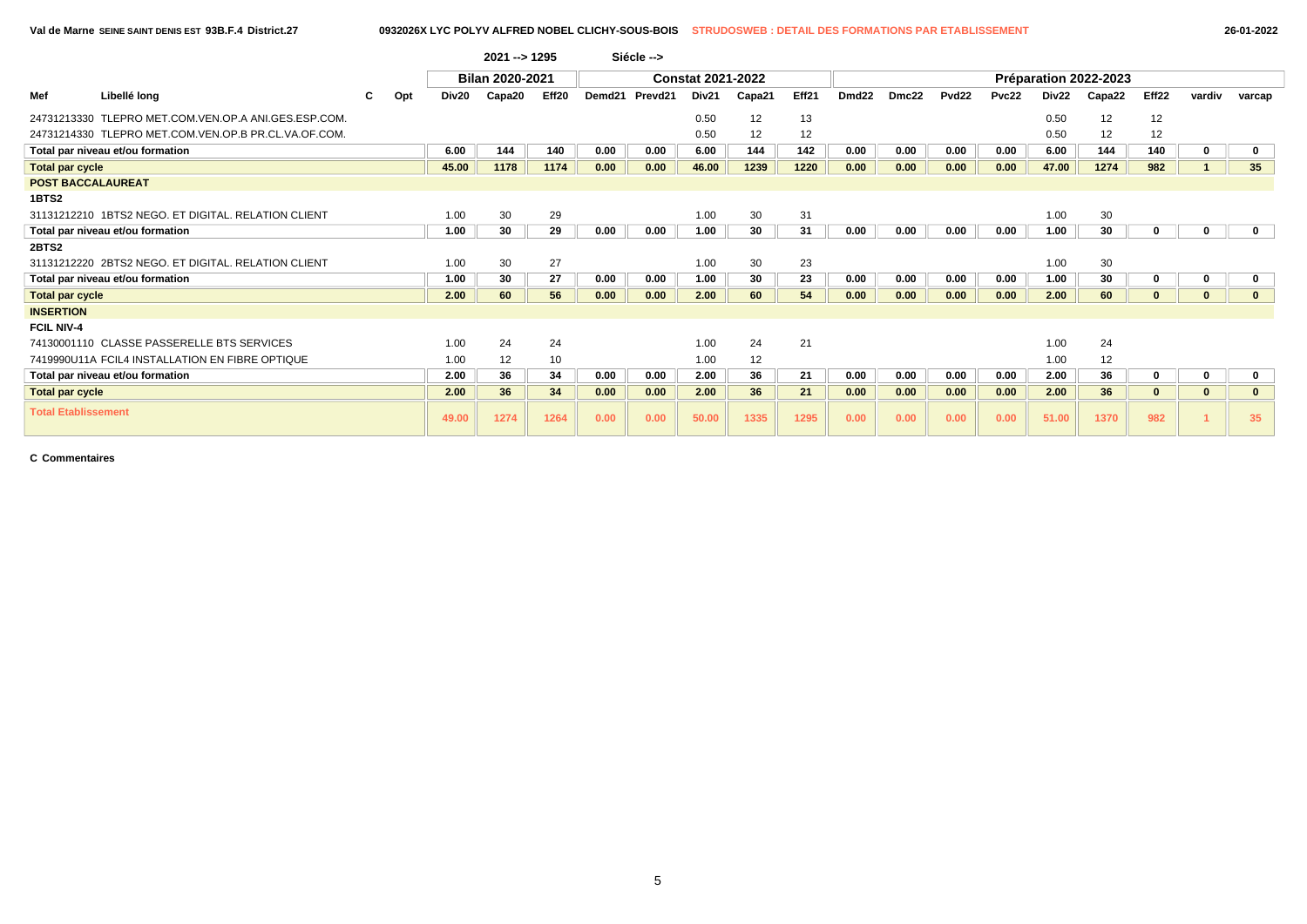Val de Marne SEINE SAINT DENIS EST 93B.F.4 District.27 — 0932026X LYC POLYV ALFRED NOBEL CLICHY-SOUS-BOIS STRUDOSWEB : DETAIL DES FORMATIONS PAR ETABLISSEMENT — 26-01-2022

2021 --> 1295 Siécle -->

| Mef | Libellé long | C | Opt | Bilan 2020-2021 | | | Constat 2021-2022 | | | | | Préparation 2022-2023 | | | | | | | | |
|---|---|---|---|---|---|---|---|---|---|---|---|---|---|---|---|---|---|---|---|---|
| | | | | Div20 | Capa20 | Eff20 | Demd21 | Prevd21 | Div21 | Capa21 | Eff21 | Dmd22 | Dmc22 | Pvd22 | Pvc22 | Div22 | Capa22 | Eff22 | vardiv | varcap |
| 24731213330 | TLEPRO MET.COM.VEN.OP.A ANI.GES.ESP.COM. | | | | | | | | 0.50 | 12 | 13 | | | | | 0.50 | 12 | 12 | | |
| 24731214330 | TLEPRO MET.COM.VEN.OP.B PR.CL.VA.OF.COM. | | | | | | | | 0.50 | 12 | 12 | | | | | 0.50 | 12 | 12 | | |
| **Total par niveau et/ou formation** | | | | **6.00** | **144** | **140** | **0.00** | **0.00** | **6.00** | **144** | **142** | **0.00** | **0.00** | **0.00** | **0.00** | **6.00** | **144** | **140** | **0** | **0** |
| **Total par cycle** | | | | **45.00** | **1178** | **1174** | **0.00** | **0.00** | **46.00** | **1239** | **1220** | **0.00** | **0.00** | **0.00** | **0.00** | **47.00** | **1274** | **982** | **1** | **35** |
| **POST BACCALAUREAT** | | | | | | | | | | | | | | | | | | | | |
| **1BTS2** | | | | | | | | | | | | | | | | | | | | |
| 31131212210 | 1BTS2 NEGO. ET DIGITAL. RELATION CLIENT | | | 1.00 | 30 | 29 | | | 1.00 | 30 | 31 | | | | | 1.00 | 30 | | | |
| **Total par niveau et/ou formation** | | | | **1.00** | **30** | **29** | **0.00** | **0.00** | **1.00** | **30** | **31** | **0.00** | **0.00** | **0.00** | **0.00** | **1.00** | **30** | **0** | **0** | **0** |
| **2BTS2** | | | | | | | | | | | | | | | | | | | | |
| 31131212220 | 2BTS2 NEGO. ET DIGITAL. RELATION CLIENT | | | 1.00 | 30 | 27 | | | 1.00 | 30 | 23 | | | | | 1.00 | 30 | | | |
| **Total par niveau et/ou formation** | | | | **1.00** | **30** | **27** | **0.00** | **0.00** | **1.00** | **30** | **23** | **0.00** | **0.00** | **0.00** | **0.00** | **1.00** | **30** | **0** | **0** | **0** |
| **Total par cycle** | | | | **2.00** | **60** | **56** | **0.00** | **0.00** | **2.00** | **60** | **54** | **0.00** | **0.00** | **0.00** | **0.00** | **2.00** | **60** | **0** | **0** | **0** |
| **INSERTION** | | | | | | | | | | | | | | | | | | | | |
| **FCIL NIV-4** | | | | | | | | | | | | | | | | | | | | |
| 74130001110 | CLASSE PASSERELLE BTS SERVICES | | | 1.00 | 24 | 24 | | | 1.00 | 24 | 21 | | | | | 1.00 | 24 | | | |
| 7419990U11A | FCIL4 INSTALLATION EN FIBRE OPTIQUE | | | 1.00 | 12 | 10 | | | 1.00 | 12 | | | | | | 1.00 | 12 | | | |
| **Total par niveau et/ou formation** | | | | **2.00** | **36** | **34** | **0.00** | **0.00** | **2.00** | **36** | **21** | **0.00** | **0.00** | **0.00** | **0.00** | **2.00** | **36** | **0** | **0** | **0** |
| **Total par cycle** | | | | **2.00** | **36** | **34** | **0.00** | **0.00** | **2.00** | **36** | **21** | **0.00** | **0.00** | **0.00** | **0.00** | **2.00** | **36** | **0** | **0** | **0** |
| **Total Etablissement** | | | | **49.00** | **1274** | **1264** | **0.00** | **0.00** | **50.00** | **1335** | **1295** | **0.00** | **0.00** | **0.00** | **0.00** | **51.00** | **1370** | **982** | **1** | **35** |

**C Commentaires**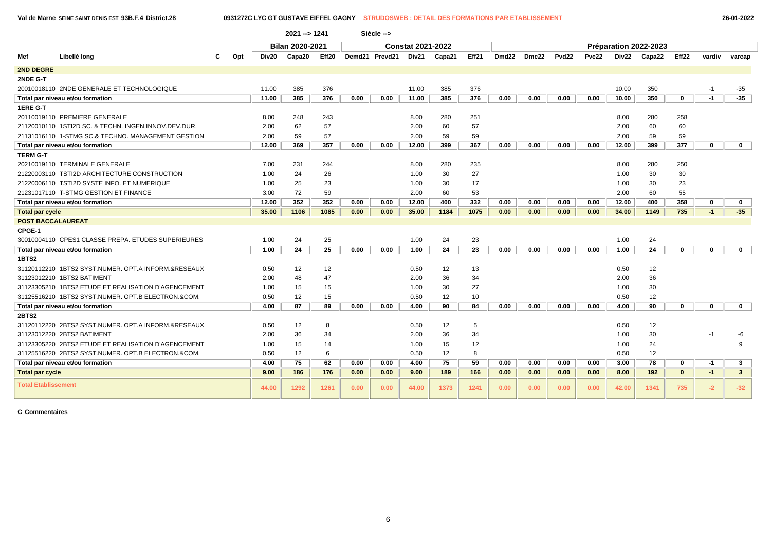**Val de Marne SEINE SAINT DENIS EST 93B.F.4 District.28** — **0931272C LYC GT GUSTAVE EIFFEL GAGNY** — STRUDOSWEB : DETAIL DES FORMATIONS PAR ETABLISSEMENT — 26-01-2022

2021 --> 1241 — Siécle -->

| Mef | Libellé long | C | Opt | Bilan 2020-2021 | | | Constat 2021-2022 | | | | | Préparation 2022-2023 | | | | | | | | |
|---|---|---|---|---|---|---|---|---|---|---|---|---|---|---|---|---|---|---|---|---|
| | | | | Div20 | Capa20 | Eff20 | Demd21 | Prevd21 | Div21 | Capa21 | Eff21 | Dmd22 | Dmc22 | Pvd22 | Pvc22 | Div22 | Capa22 | Eff22 | vardiv | varcap |
| **2ND DEGRE** | | | | | | | | | | | | | | | | | | | | |
| **2NDE G-T** | | | | | | | | | | | | | | | | | | | | |
| 20010018110 | 2NDE GENERALE ET TECHNOLOGIQUE | | | 11.00 | 385 | 376 | | | 11.00 | 385 | 376 | | | | | 10.00 | 350 | | -1 | -35 |
| **Total par niveau et/ou formation** | | | | **11.00** | **385** | **376** | **0.00** | **0.00** | **11.00** | **385** | **376** | **0.00** | **0.00** | **0.00** | **0.00** | **10.00** | **350** | **0** | **-1** | **-35** |
| **1ERE G-T** | | | | | | | | | | | | | | | | | | | | |
| 20110019110 | PREMIERE GENERALE | | | 8.00 | 248 | 243 | | | 8.00 | 280 | 251 | | | | | 8.00 | 280 | 258 | | |
| 21120010110 | 1STI2D SC. & TECHN. INGEN.INNOV.DEV.DUR. | | | 2.00 | 62 | 57 | | | 2.00 | 60 | 57 | | | | | 2.00 | 60 | 60 | | |
| 21131016110 | 1-STMG SC.& TECHNO. MANAGEMENT GESTION | | | 2.00 | 59 | 57 | | | 2.00 | 59 | 59 | | | | | 2.00 | 59 | 59 | | |
| **Total par niveau et/ou formation** | | | | **12.00** | **369** | **357** | **0.00** | **0.00** | **12.00** | **399** | **367** | **0.00** | **0.00** | **0.00** | **0.00** | **12.00** | **399** | **377** | **0** | **0** |
| **TERM G-T** | | | | | | | | | | | | | | | | | | | | |
| 20210019110 | TERMINALE GENERALE | | | 7.00 | 231 | 244 | | | 8.00 | 280 | 235 | | | | | 8.00 | 280 | 250 | | |
| 21220003110 | TSTI2D ARCHITECTURE CONSTRUCTION | | | 1.00 | 24 | 26 | | | 1.00 | 30 | 27 | | | | | 1.00 | 30 | 30 | | |
| 21220006110 | TSTI2D SYSTE INFO. ET NUMERIQUE | | | 1.00 | 25 | 23 | | | 1.00 | 30 | 17 | | | | | 1.00 | 30 | 23 | | |
| 21231017110 | T-STMG GESTION ET FINANCE | | | 3.00 | 72 | 59 | | | 2.00 | 60 | 53 | | | | | 2.00 | 60 | 55 | | |
| **Total par niveau et/ou formation** | | | | **12.00** | **352** | **352** | **0.00** | **0.00** | **12.00** | **400** | **332** | **0.00** | **0.00** | **0.00** | **0.00** | **12.00** | **400** | **358** | **0** | **0** |
| **Total par cycle** | | | | **35.00** | **1106** | **1085** | **0.00** | **0.00** | **35.00** | **1184** | **1075** | **0.00** | **0.00** | **0.00** | **0.00** | **34.00** | **1149** | **735** | **-1** | **-35** |
| **POST BACCALAUREAT** | | | | | | | | | | | | | | | | | | | | |
| **CPGE-1** | | | | | | | | | | | | | | | | | | | | |
| 30010004110 | CPES1 CLASSE PREPA. ETUDES SUPERIEURES | | | 1.00 | 24 | 25 | | | 1.00 | 24 | 23 | | | | | 1.00 | 24 | | | |
| **Total par niveau et/ou formation** | | | | **1.00** | **24** | **25** | **0.00** | **0.00** | **1.00** | **24** | **23** | **0.00** | **0.00** | **0.00** | **0.00** | **1.00** | **24** | **0** | **0** | **0** |
| **1BTS2** | | | | | | | | | | | | | | | | | | | | |
| 31120112210 | 1BTS2 SYST.NUMER. OPT.A INFORM.&RESEAUX | | | 0.50 | 12 | 12 | | | 0.50 | 12 | 13 | | | | | 0.50 | 12 | | | |
| 31123012210 | 1BTS2 BATIMENT | | | 2.00 | 48 | 47 | | | 2.00 | 36 | 34 | | | | | 2.00 | 36 | | | |
| 31123305210 | 1BTS2 ETUDE ET REALISATION D'AGENCEMENT | | | 1.00 | 15 | 15 | | | 1.00 | 30 | 27 | | | | | 1.00 | 30 | | | |
| 31125516210 | 1BTS2 SYST.NUMER. OPT.B ELECTRON.&COM. | | | 0.50 | 12 | 15 | | | 0.50 | 12 | 10 | | | | | 0.50 | 12 | | | |
| **Total par niveau et/ou formation** | | | | **4.00** | **87** | **89** | **0.00** | **0.00** | **4.00** | **90** | **84** | **0.00** | **0.00** | **0.00** | **0.00** | **4.00** | **90** | **0** | **0** | **0** |
| **2BTS2** | | | | | | | | | | | | | | | | | | | | |
| 31120112220 | 2BTS2 SYST.NUMER. OPT.A INFORM.&RESEAUX | | | 0.50 | 12 | 8 | | | 0.50 | 12 | 5 | | | | | 0.50 | 12 | | | |
| 31123012220 | 2BTS2 BATIMENT | | | 2.00 | 36 | 34 | | | 2.00 | 36 | 34 | | | | | 1.00 | 30 | | -1 | -6 |
| 31123305220 | 2BTS2 ETUDE ET REALISATION D'AGENCEMENT | | | 1.00 | 15 | 14 | | | 1.00 | 15 | 12 | | | | | 1.00 | 24 | | | 9 |
| 31125516220 | 2BTS2 SYST.NUMER. OPT.B ELECTRON.&COM. | | | 0.50 | 12 | 6 | | | 0.50 | 12 | 8 | | | | | 0.50 | 12 | | | |
| **Total par niveau et/ou formation** | | | | **4.00** | **75** | **62** | **0.00** | **0.00** | **4.00** | **75** | **59** | **0.00** | **0.00** | **0.00** | **0.00** | **3.00** | **78** | **0** | **-1** | **3** |
| **Total par cycle** | | | | **9.00** | **186** | **176** | **0.00** | **0.00** | **9.00** | **189** | **166** | **0.00** | **0.00** | **0.00** | **0.00** | **8.00** | **192** | **0** | **-1** | **3** |
| **Total Etablissement** | | | | **44.00** | **1292** | **1261** | **0.00** | **0.00** | **44.00** | **1373** | **1241** | **0.00** | **0.00** | **0.00** | **0.00** | **42.00** | **1341** | **735** | **-2** | **-32** |

**C Commentaires**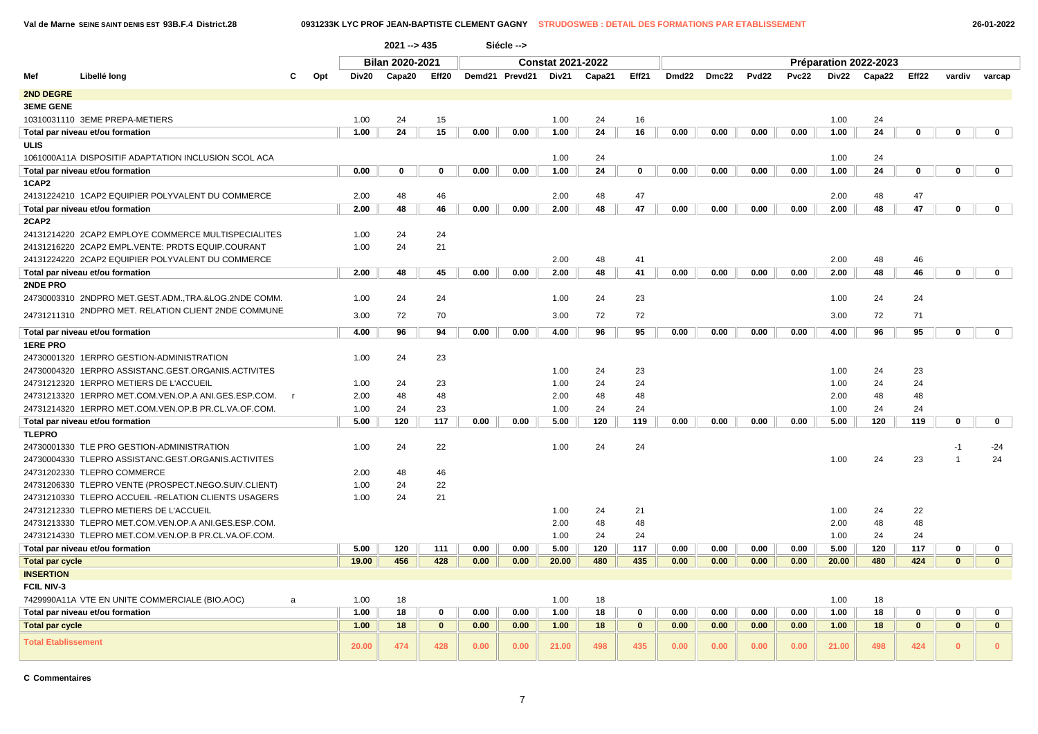Val de Marne SEINE SAINT DENIS EST 93B.F.4 District.28 — 0931233K LYC PROF JEAN-BAPTISTE CLEMENT GAGNY — STRUDOSWEB : DETAIL DES FORMATIONS PAR ETABLISSEMENT — 26-01-2022

2021 --> 435 Siécle -->

| Mef | Libellé long | C | Opt | Bilan 2020-2021 | | | Constat 2021-2022 | | | | | Préparation 2022-2023 | | | | | | | | |
|---|---|---|---|---|---|---|---|---|---|---|---|---|---|---|---|---|---|---|---|---|
| | | | | Div20 | Capa20 | Eff20 | Demd21 | Prevd21 | Div21 | Capa21 | Eff21 | Dmd22 | Dmc22 | Pvd22 | Pvc22 | Div22 | Capa22 | Eff22 | vardiv | varcap |
| **2ND DEGRE** | | | | | | | | | | | | | | | | | | | | |
| **3EME GENE** | | | | | | | | | | | | | | | | | | | | |
| 10310031110 | 3EME PREPA-METIERS | | | 1.00 | 24 | 15 | | | 1.00 | 24 | 16 | | | | | 1.00 | 24 | | | |
| **Total par niveau et/ou formation** | | | | 1.00 | 24 | 15 | 0.00 | 0.00 | 1.00 | 24 | 16 | 0.00 | 0.00 | 0.00 | 0.00 | 1.00 | 24 | 0 | 0 | 0 |
| **ULIS** | | | | | | | | | | | | | | | | | | | | |
| 1061000A11A | DISPOSITIF ADAPTATION INCLUSION SCOL ACA | | | | | | | | 1.00 | 24 | | | | | | 1.00 | 24 | | | |
| **Total par niveau et/ou formation** | | | | 0.00 | 0 | 0 | 0.00 | 0.00 | 1.00 | 24 | 0 | 0.00 | 0.00 | 0.00 | 0.00 | 1.00 | 24 | 0 | 0 | 0 |
| **1CAP2** | | | | | | | | | | | | | | | | | | | | |
| 24131224210 | 1CAP2 EQUIPIER POLYVALENT DU COMMERCE | | | 2.00 | 48 | 46 | | | 2.00 | 48 | 47 | | | | | 2.00 | 48 | 47 | | |
| **Total par niveau et/ou formation** | | | | 2.00 | 48 | 46 | 0.00 | 0.00 | 2.00 | 48 | 47 | 0.00 | 0.00 | 0.00 | 0.00 | 2.00 | 48 | 47 | 0 | 0 |
| **2CAP2** | | | | | | | | | | | | | | | | | | | | |
| 24131214220 | 2CAP2 EMPLOYE COMMERCE MULTISPECIALITES | | | 1.00 | 24 | 24 | | | | | | | | | | | | | | |
| 24131216220 | 2CAP2 EMPL.VENTE: PRDTS EQUIP.COURANT | | | 1.00 | 24 | 21 | | | | | | | | | | | | | | |
| 24131224220 | 2CAP2 EQUIPIER POLYVALENT DU COMMERCE | | | | | | | | 2.00 | 48 | 41 | | | | | 2.00 | 48 | 46 | | |
| **Total par niveau et/ou formation** | | | | 2.00 | 48 | 45 | 0.00 | 0.00 | 2.00 | 48 | 41 | 0.00 | 0.00 | 0.00 | 0.00 | 2.00 | 48 | 46 | 0 | 0 |
| **2NDE PRO** | | | | | | | | | | | | | | | | | | | | |
| 24730003310 | 2NDPRO MET.GEST.ADM.,TRA.&LOG.2NDE COMM. | | | 1.00 | 24 | 24 | | | 1.00 | 24 | 23 | | | | | 1.00 | 24 | 24 | | |
| 24731211310 | 2NDPRO MET. RELATION CLIENT 2NDE COMMUNE | | | 3.00 | 72 | 70 | | | 3.00 | 72 | 72 | | | | | 3.00 | 72 | 71 | | |
| **Total par niveau et/ou formation** | | | | 4.00 | 96 | 94 | 0.00 | 0.00 | 4.00 | 96 | 95 | 0.00 | 0.00 | 0.00 | 0.00 | 4.00 | 96 | 95 | 0 | 0 |
| **1ERE PRO** | | | | | | | | | | | | | | | | | | | | |
| 24730001320 | 1ERPRO GESTION-ADMINISTRATION | | | 1.00 | 24 | 23 | | | | | | | | | | | | | | |
| 24730004320 | 1ERPRO ASSISTANC.GEST.ORGANIS.ACTIVITES | | | | | | | | 1.00 | 24 | 23 | | | | | 1.00 | 24 | 23 | | |
| 24731212320 | 1ERPRO METIERS DE L'ACCUEIL | | | 1.00 | 24 | 23 | | | 1.00 | 24 | 24 | | | | | 1.00 | 24 | 24 | | |
| 24731213320 | 1ERPRO MET.COM.VEN.OP.A ANI.GES.ESP.COM. | r | | 2.00 | 48 | 48 | | | 2.00 | 48 | 48 | | | | | 2.00 | 48 | 48 | | |
| 24731214320 | 1ERPRO MET.COM.VEN.OP.B PR.CL.VA.OF.COM. | | | 1.00 | 24 | 23 | | | 1.00 | 24 | 24 | | | | | 1.00 | 24 | 24 | | |
| **Total par niveau et/ou formation** | | | | 5.00 | 120 | 117 | 0.00 | 0.00 | 5.00 | 120 | 119 | 0.00 | 0.00 | 0.00 | 0.00 | 5.00 | 120 | 119 | 0 | 0 |
| **TLEPRO** | | | | | | | | | | | | | | | | | | | | |
| 24730001330 | TLE PRO GESTION-ADMINISTRATION | | | 1.00 | 24 | 22 | | | 1.00 | 24 | 24 | | | | | | | | -1 | -24 |
| 24730004330 | TLEPRO ASSISTANC.GEST.ORGANIS.ACTIVITES | | | | | | | | | | | | | | | 1.00 | 24 | 23 | 1 | 24 |
| 24731202330 | TLEPRO COMMERCE | | | 2.00 | 48 | 46 | | | | | | | | | | | | | | |
| 24731206330 | TLEPRO VENTE (PROSPECT.NEGO.SUIV.CLIENT) | | | 1.00 | 24 | 22 | | | | | | | | | | | | | | |
| 24731210330 | TLEPRO ACCUEIL -RELATION CLIENTS USAGERS | | | 1.00 | 24 | 21 | | | | | | | | | | | | | | |
| 24731212330 | TLEPRO METIERS DE L'ACCUEIL | | | | | | | | 1.00 | 24 | 21 | | | | | 1.00 | 24 | 22 | | |
| 24731213330 | TLEPRO MET.COM.VEN.OP.A ANI.GES.ESP.COM. | | | | | | | | 2.00 | 48 | 48 | | | | | 2.00 | 48 | 48 | | |
| 24731214330 | TLEPRO MET.COM.VEN.OP.B PR.CL.VA.OF.COM. | | | | | | | | 1.00 | 24 | 24 | | | | | 1.00 | 24 | 24 | | |
| **Total par niveau et/ou formation** | | | | 5.00 | 120 | 111 | 0.00 | 0.00 | 5.00 | 120 | 117 | 0.00 | 0.00 | 0.00 | 0.00 | 5.00 | 120 | 117 | 0 | 0 |
| **Total par cycle** | | | | 19.00 | 456 | 428 | 0.00 | 0.00 | 20.00 | 480 | 435 | 0.00 | 0.00 | 0.00 | 0.00 | 20.00 | 480 | 424 | 0 | 0 |
| **INSERTION** | | | | | | | | | | | | | | | | | | | | |
| **FCIL NIV-3** | | | | | | | | | | | | | | | | | | | | |
| 7429990A11A | VTE EN UNITE COMMERCIALE (BIO.AOC) | a | | 1.00 | 18 | | | | 1.00 | 18 | | | | | | 1.00 | 18 | | | |
| **Total par niveau et/ou formation** | | | | 1.00 | 18 | 0 | 0.00 | 0.00 | 1.00 | 18 | 0 | 0.00 | 0.00 | 0.00 | 0.00 | 1.00 | 18 | 0 | 0 | 0 |
| **Total par cycle** | | | | 1.00 | 18 | 0 | 0.00 | 0.00 | 1.00 | 18 | 0 | 0.00 | 0.00 | 0.00 | 0.00 | 1.00 | 18 | 0 | 0 | 0 |
| **Total Etablissement** | | | | 20.00 | 474 | 428 | 0.00 | 0.00 | 21.00 | 498 | 435 | 0.00 | 0.00 | 0.00 | 0.00 | 21.00 | 498 | 424 | 0 | 0 |

**C Commentaires**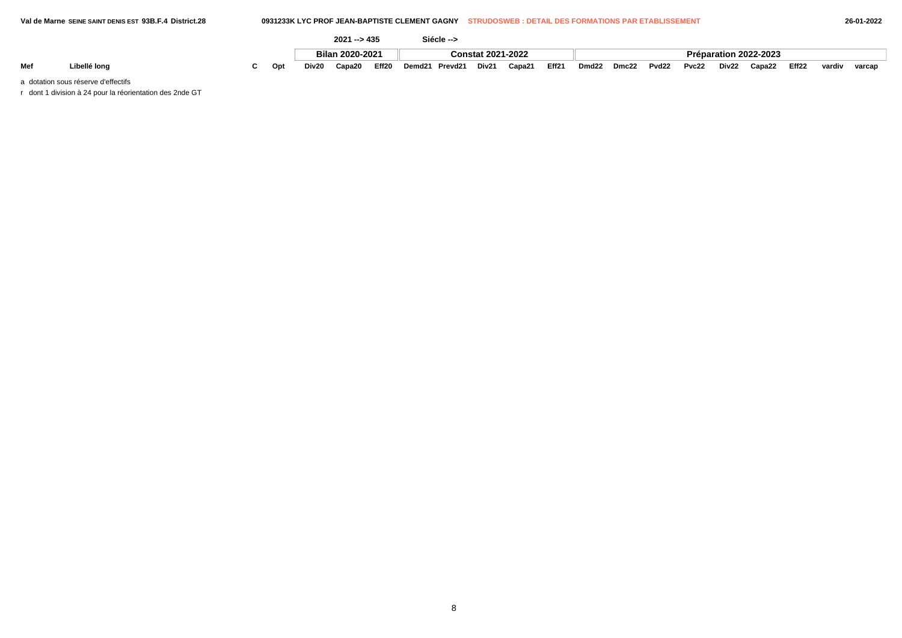Val de Marne SEINE SAINT DENIS EST 93B.F.4 District.28 — 0931233K LYC PROF JEAN-BAPTISTE CLEMENT GAGNY — STRUDOSWEB : DETAIL DES FORMATIONS PAR ETABLISSEMENT — 26-01-2022

2021 --> 435 Siécle -->

| | | | | Bilan 2020-2021 | | | Constat 2021-2022 | | | | | Préparation 2022-2023 | | | | | | | | |
|---|---|---|---|---|---|---|---|---|---|---|---|---|---|---|---|---|---|---|---|---|
| Mef | Libellé long | C | Opt | Div20 | Capa20 | Eff20 | Demd21 | Prevd21 | Div21 | Capa21 | Eff21 | Dmd22 | Dmc22 | Pvd22 | Pvc22 | Div22 | Capa22 | Eff22 | vardiv | varcap |

a dotation sous réserve d'effectifs

r dont 1 division à 24 pour la réorientation des 2nde GT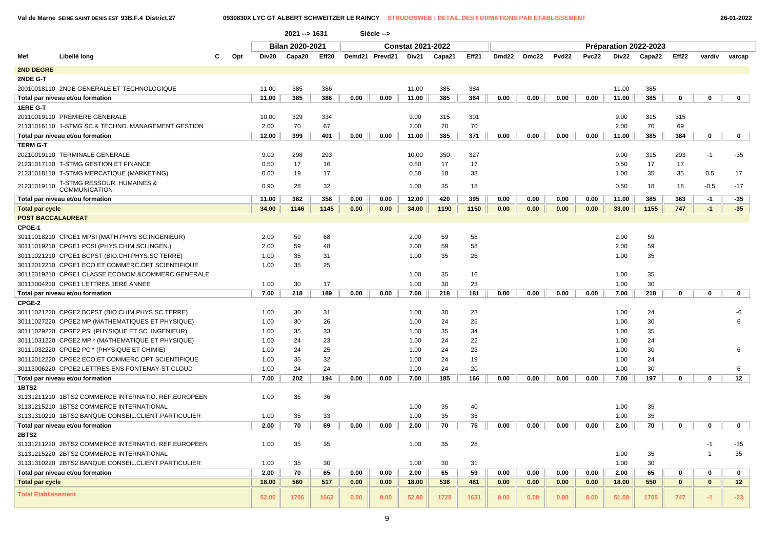**Val de Marne SEINE SAINT DENIS EST 93B.F.4 District.27** — **0930830X LYC GT ALBERT SCHWEITZER LE RAINCY** — STRUDOSWEB : DETAIL DES FORMATIONS PAR ETABLISSEMENT — 26-01-2022

2021 --> 1631 Siécle -->

| Mef | Libellé long | C | Opt | Bilan 2020-2021 | | | Constat 2021-2022 | | | | | Préparation 2022-2023 | | | | | | | | |
|---|---|---|---|---|---|---|---|---|---|---|---|---|---|---|---|---|---|---|---|---|
| | | | | Div20 | Capa20 | Eff20 | Demd21 | Prevd21 | Div21 | Capa21 | Eff21 | Dmd22 | Dmc22 | Pvd22 | Pvc22 | Div22 | Capa22 | Eff22 | vardiv | varcap |
| **2ND DEGRE** | | | | | | | | | | | | | | | | | | | | |
| **2NDE G-T** | | | | | | | | | | | | | | | | | | | | |
| 20010018110 | 2NDE GENERALE ET TECHNOLOGIQUE | | | 11.00 | 385 | 386 | | | 11.00 | 385 | 384 | | | | | 11.00 | 385 | | | |
| **Total par niveau et/ou formation** | | | | **11.00** | **385** | **386** | **0.00** | **0.00** | **11.00** | **385** | **384** | **0.00** | **0.00** | **0.00** | **0.00** | **11.00** | **385** | **0** | **0** | **0** |
| **1ERE G-T** | | | | | | | | | | | | | | | | | | | | |
| 20110019110 | PREMIERE GENERALE | | | 10.00 | 329 | 334 | | | 9.00 | 315 | 301 | | | | | 9.00 | 315 | 315 | | |
| 21131016110 | 1-STMG SC.& TECHNO. MANAGEMENT GESTION | | | 2.00 | 70 | 67 | | | 2.00 | 70 | 70 | | | | | 2.00 | 70 | 69 | | |
| **Total par niveau et/ou formation** | | | | **12.00** | **399** | **401** | **0.00** | **0.00** | **11.00** | **385** | **371** | **0.00** | **0.00** | **0.00** | **0.00** | **11.00** | **385** | **384** | **0** | **0** |
| **TERM G-T** | | | | | | | | | | | | | | | | | | | | |
| 20210019110 | TERMINALE GENERALE | | | 9.00 | 298 | 293 | | | 10.00 | 350 | 327 | | | | | 9.00 | 315 | 293 | -1 | -35 |
| 21231017110 | T-STMG GESTION ET FINANCE | | | 0.50 | 17 | 16 | | | 0.50 | 17 | 17 | | | | | 0.50 | 17 | 17 | | |
| 21231018110 | T-STMG MERCATIQUE (MARKETING) | | | 0.60 | 19 | 17 | | | 0.50 | 18 | 33 | | | | | 1.00 | 35 | 35 | 0.5 | 17 |
| 21231019110 | T-STMG RESSOUR. HUMAINES & COMMUNICATION | | | 0.90 | 28 | 32 | | | 1.00 | 35 | 18 | | | | | 0.50 | 18 | 18 | -0.5 | -17 |
| **Total par niveau et/ou formation** | | | | **11.00** | **362** | **358** | **0.00** | **0.00** | **12.00** | **420** | **395** | **0.00** | **0.00** | **0.00** | **0.00** | **11.00** | **385** | **363** | **-1** | **-35** |
| **Total par cycle** | | | | **34.00** | **1146** | **1145** | **0.00** | **0.00** | **34.00** | **1190** | **1150** | **0.00** | **0.00** | **0.00** | **0.00** | **33.00** | **1155** | **747** | **-1** | **-35** |
| **POST BACCALAUREAT** | | | | | | | | | | | | | | | | | | | | |
| **CPGE-1** | | | | | | | | | | | | | | | | | | | | |
| 30111018210 | CPGE1 MPSI (MATH.PHYS SC.INGENIEUR) | | | 2.00 | 59 | 68 | | | 2.00 | 59 | 58 | | | | | 2.00 | 59 | | | |
| 30111019210 | CPGE1 PCSI (PHYS.CHIM.SCI.INGEN.) | | | 2.00 | 59 | 48 | | | 2.00 | 59 | 58 | | | | | 2.00 | 59 | | | |
| 30111021210 | CPGE1 BCPST (BIO.CHI.PHYS.SC TERRE) | | | 1.00 | 35 | 31 | | | 1.00 | 35 | 26 | | | | | 1.00 | 35 | | | |
| 30112012210 | CPGE1 ECO.ET COMMERC.OPT SCIENTIFIQUE | | | 1.00 | 35 | 25 | | | | | | | | | | | | | | |
| 30112019210 | CPGE1 CLASSE ECONOM.&COMMERC.GENERALE | | | | | | | | 1.00 | 35 | 16 | | | | | 1.00 | 35 | | | |
| 30113004210 | CPGE1 LETTRES 1ERE ANNEE | | | 1.00 | 30 | 17 | | | 1.00 | 30 | 23 | | | | | 1.00 | 30 | | | |
| **Total par niveau et/ou formation** | | | | **7.00** | **218** | **189** | **0.00** | **0.00** | **7.00** | **218** | **181** | **0.00** | **0.00** | **0.00** | **0.00** | **7.00** | **218** | **0** | **0** | **0** |
| **CPGE-2** | | | | | | | | | | | | | | | | | | | | |
| 30111021220 | CPGE2 BCPST (BIO.CHIM.PHYS.SC TERRE) | | | 1.00 | 30 | 31 | | | 1.00 | 30 | 23 | | | | | 1.00 | 24 | | | -6 |
| 30111027220 | CPGE2 MP (MATHEMATIQUES ET PHYSIQUE) | | | 1.00 | 30 | 26 | | | 1.00 | 24 | 25 | | | | | 1.00 | 30 | | | 6 |
| 30111029220 | CPGE2 PSI (PHYSIQUE ET SC. INGENIEUR) | | | 1.00 | 35 | 33 | | | 1.00 | 35 | 34 | | | | | 1.00 | 35 | | | |
| 30111031220 | CPGE2 MP * (MATHEMATIQUE ET PHYSIQUE) | | | 1.00 | 24 | 23 | | | 1.00 | 24 | 22 | | | | | 1.00 | 24 | | | |
| 30111032220 | CPGE2 PC * (PHYSIQUE ET CHIMIE) | | | 1.00 | 24 | 25 | | | 1.00 | 24 | 23 | | | | | 1.00 | 30 | | | 6 |
| 30112012220 | CPGE2 ECO.ET COMMERC.OPT SCIENTIFIQUE | | | 1.00 | 35 | 32 | | | 1.00 | 24 | 19 | | | | | 1.00 | 24 | | | |
| 30113006220 | CPGE2 LETTRES ENS FONTENAY-ST CLOUD | | | 1.00 | 24 | 24 | | | 1.00 | 24 | 20 | | | | | 1.00 | 30 | | | 6 |
| **Total par niveau et/ou formation** | | | | **7.00** | **202** | **194** | **0.00** | **0.00** | **7.00** | **185** | **166** | **0.00** | **0.00** | **0.00** | **0.00** | **7.00** | **197** | **0** | **0** | **12** |
| **1BTS2** | | | | | | | | | | | | | | | | | | | | |
| 31131211210 | 1BTS2 COMMERCE INTERNATIO. REF.EUROPEEN | | | 1.00 | 35 | 36 | | | | | | | | | | | | | | |
| 31131215210 | 1BTS2 COMMERCE INTERNATIONAL | | | | | | | | 1.00 | 35 | 40 | | | | | 1.00 | 35 | | | |
| 31131310210 | 1BTS2 BANQUE CONSEIL.CLIENT.PARTICULIER | | | 1.00 | 35 | 33 | | | 1.00 | 35 | 35 | | | | | 1.00 | 35 | | | |
| **Total par niveau et/ou formation** | | | | **2.00** | **70** | **69** | **0.00** | **0.00** | **2.00** | **70** | **75** | **0.00** | **0.00** | **0.00** | **0.00** | **2.00** | **70** | **0** | **0** | **0** |
| **2BTS2** | | | | | | | | | | | | | | | | | | | | |
| 31131211220 | 2BTS2 COMMERCE INTERNATIO. REF.EUROPEEN | | | 1.00 | 35 | 35 | | | 1.00 | 35 | 28 | | | | | | | | -1 | -35 |
| 31131215220 | 2BTS2 COMMERCE INTERNATIONAL | | | | | | | | | | | | | | | 1.00 | 35 | | 1 | 35 |
| 31131310220 | 2BTS2 BANQUE CONSEIL.CLIENT.PARTICULIER | | | 1.00 | 35 | 30 | | | 1.00 | 30 | 31 | | | | | 1.00 | 30 | | | |
| **Total par niveau et/ou formation** | | | | **2.00** | **70** | **65** | **0.00** | **0.00** | **2.00** | **65** | **59** | **0.00** | **0.00** | **0.00** | **0.00** | **2.00** | **65** | **0** | **0** | **0** |
| **Total par cycle** | | | | **18.00** | **560** | **517** | **0.00** | **0.00** | **18.00** | **538** | **481** | **0.00** | **0.00** | **0.00** | **0.00** | **18.00** | **550** | **0** | **0** | **12** |
| **Total Etablissement** | | | | **52.00** | **1706** | **1662** | **0.00** | **0.00** | **52.00** | **1728** | **1631** | **0.00** | **0.00** | **0.00** | **0.00** | **51.00** | **1705** | **747** | **-1** | **-23** |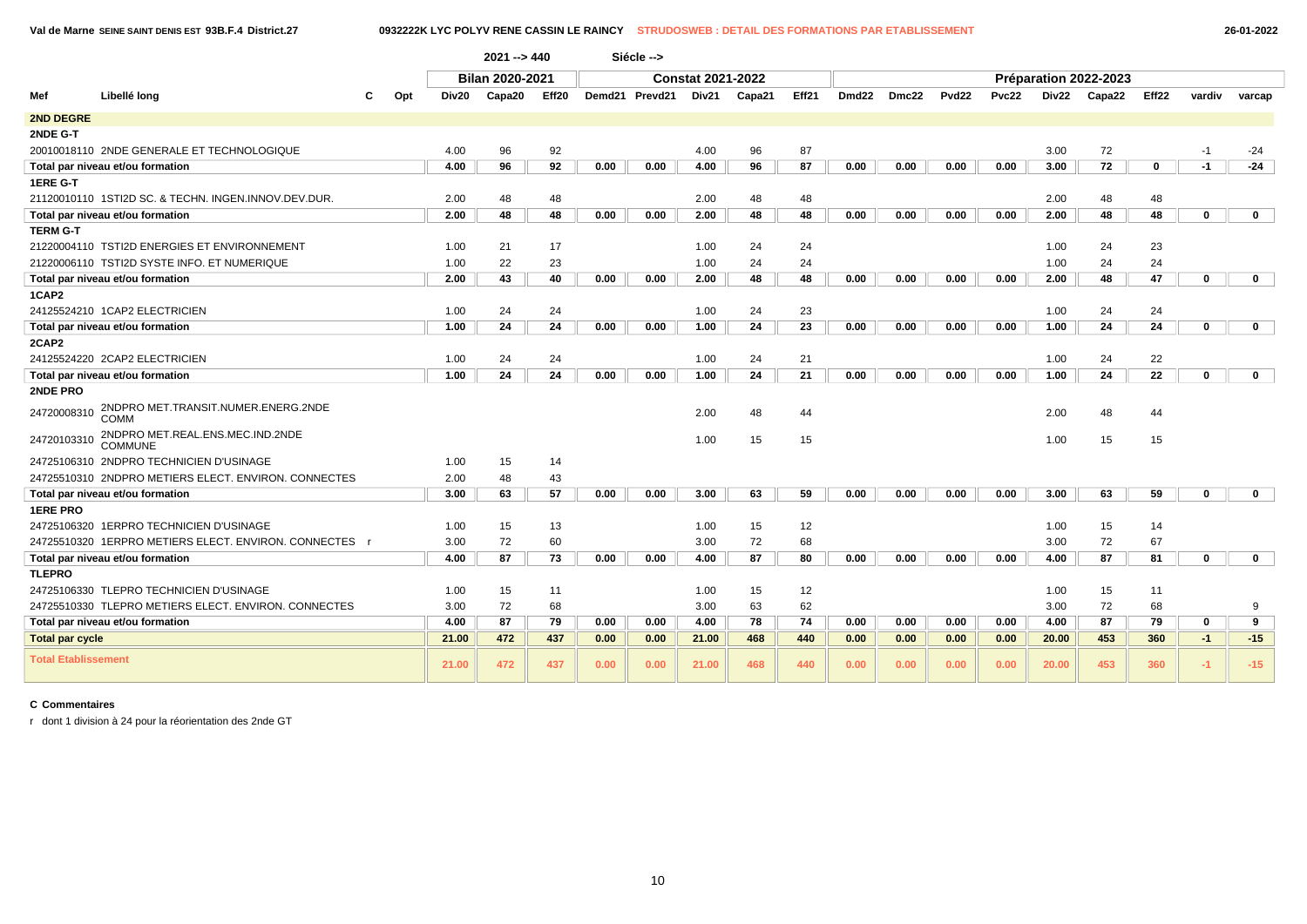Val de Marne SEINE SAINT DENIS EST 93B.F.4 District.27 — 0932222K LYC POLYV RENE CASSIN LE RAINCY — STRUDOSWEB : DETAIL DES FORMATIONS PAR ETABLISSEMENT — 26-01-2022

| | | | | 2021 --> 440 | | | Siécle --> | | | | | | | | | | | | | | |
|---|---|---|---|---|---|---|---|---|---|---|---|---|---|---|---|---|---|---|---|---|---|
| | | | | Bilan 2020-2021 | | | Constat 2021-2022 | | | | | | Préparation 2022-2023 | | | | | | | | |
| Mef | Libellé long | C | Opt | Div20 | Capa20 | Eff20 | Demd21 | Prevd21 | Div21 | Capa21 | Eff21 | Dmd22 | Dmc22 | Pvd22 | Pvc22 | Div22 | Capa22 | Eff22 | vardiv | varcap |
| **2ND DEGRE** | | | | | | | | | | | | | | | | | | | | |
| **2NDE G-T** | | | | | | | | | | | | | | | | | | | | |
| 20010018110 | 2NDE GENERALE ET TECHNOLOGIQUE | | | 4.00 | 96 | 92 | | | 4.00 | 96 | 87 | | | | | 3.00 | 72 | | -1 | -24 |
| **Total par niveau et/ou formation** | | | | **4.00** | **96** | **92** | **0.00** | **0.00** | **4.00** | **96** | **87** | **0.00** | **0.00** | **0.00** | **0.00** | **3.00** | **72** | **0** | **-1** | **-24** |
| **1ERE G-T** | | | | | | | | | | | | | | | | | | | | |
| 21120010110 | 1STI2D SC. & TECHN. INGEN.INNOV.DEV.DUR. | | | 2.00 | 48 | 48 | | | 2.00 | 48 | 48 | | | | | 2.00 | 48 | 48 | | |
| **Total par niveau et/ou formation** | | | | **2.00** | **48** | **48** | **0.00** | **0.00** | **2.00** | **48** | **48** | **0.00** | **0.00** | **0.00** | **0.00** | **2.00** | **48** | **48** | **0** | **0** |
| **TERM G-T** | | | | | | | | | | | | | | | | | | | | |
| 21220004110 | TSTI2D ENERGIES ET ENVIRONNEMENT | | | 1.00 | 21 | 17 | | | 1.00 | 24 | 24 | | | | | 1.00 | 24 | 23 | | |
| 21220006110 | TSTI2D SYSTE INFO. ET NUMERIQUE | | | 1.00 | 22 | 23 | | | 1.00 | 24 | 24 | | | | | 1.00 | 24 | 24 | | |
| **Total par niveau et/ou formation** | | | | **2.00** | **43** | **40** | **0.00** | **0.00** | **2.00** | **48** | **48** | **0.00** | **0.00** | **0.00** | **0.00** | **2.00** | **48** | **47** | **0** | **0** |
| **1CAP2** | | | | | | | | | | | | | | | | | | | | |
| 24125524210 | 1CAP2 ELECTRICIEN | | | 1.00 | 24 | 24 | | | 1.00 | 24 | 23 | | | | | 1.00 | 24 | 24 | | |
| **Total par niveau et/ou formation** | | | | **1.00** | **24** | **24** | **0.00** | **0.00** | **1.00** | **24** | **23** | **0.00** | **0.00** | **0.00** | **0.00** | **1.00** | **24** | **24** | **0** | **0** |
| **2CAP2** | | | | | | | | | | | | | | | | | | | | |
| 24125524220 | 2CAP2 ELECTRICIEN | | | 1.00 | 24 | 24 | | | 1.00 | 24 | 21 | | | | | 1.00 | 24 | 22 | | |
| **Total par niveau et/ou formation** | | | | **1.00** | **24** | **24** | **0.00** | **0.00** | **1.00** | **24** | **21** | **0.00** | **0.00** | **0.00** | **0.00** | **1.00** | **24** | **22** | **0** | **0** |
| **2NDE PRO** | | | | | | | | | | | | | | | | | | | | |
| 24720008310 | 2NDPRO MET.TRANSIT.NUMER.ENERG.2NDE COMM | | | | | | | | 2.00 | 48 | 44 | | | | | 2.00 | 48 | 44 | | |
| 24720103310 | 2NDPRO MET.REAL.ENS.MEC.IND.2NDE COMMUNE | | | | | | | | 1.00 | 15 | 15 | | | | | 1.00 | 15 | 15 | | |
| 24725106310 | 2NDPRO TECHNICIEN D'USINAGE | | | 1.00 | 15 | 14 | | | | | | | | | | | | | | |
| 24725510310 | 2NDPRO METIERS ELECT. ENVIRON. CONNECTES | | | 2.00 | 48 | 43 | | | | | | | | | | | | | | |
| **Total par niveau et/ou formation** | | | | **3.00** | **63** | **57** | **0.00** | **0.00** | **3.00** | **63** | **59** | **0.00** | **0.00** | **0.00** | **0.00** | **3.00** | **63** | **59** | **0** | **0** |
| **1ERE PRO** | | | | | | | | | | | | | | | | | | | | |
| 24725106320 | 1ERPRO TECHNICIEN D'USINAGE | | | 1.00 | 15 | 13 | | | 1.00 | 15 | 12 | | | | | 1.00 | 15 | 14 | | |
| 24725510320 | 1ERPRO METIERS ELECT. ENVIRON. CONNECTES | r | | 3.00 | 72 | 60 | | | 3.00 | 72 | 68 | | | | | 3.00 | 72 | 67 | | |
| **Total par niveau et/ou formation** | | | | **4.00** | **87** | **73** | **0.00** | **0.00** | **4.00** | **87** | **80** | **0.00** | **0.00** | **0.00** | **0.00** | **4.00** | **87** | **81** | **0** | **0** |
| **TLEPRO** | | | | | | | | | | | | | | | | | | | | |
| 24725106330 | TLEPRO TECHNICIEN D'USINAGE | | | 1.00 | 15 | 11 | | | 1.00 | 15 | 12 | | | | | 1.00 | 15 | 11 | | |
| 24725510330 | TLEPRO METIERS ELECT. ENVIRON. CONNECTES | | | 3.00 | 72 | 68 | | | 3.00 | 63 | 62 | | | | | 3.00 | 72 | 68 | | 9 |
| **Total par niveau et/ou formation** | | | | **4.00** | **87** | **79** | **0.00** | **0.00** | **4.00** | **78** | **74** | **0.00** | **0.00** | **0.00** | **0.00** | **4.00** | **87** | **79** | **0** | **9** |
| **Total par cycle** | | | | **21.00** | **472** | **437** | **0.00** | **0.00** | **21.00** | **468** | **440** | **0.00** | **0.00** | **0.00** | **0.00** | **20.00** | **453** | **360** | **-1** | **-15** |
| **Total Etablissement** | | | | **21.00** | **472** | **437** | **0.00** | **0.00** | **21.00** | **468** | **440** | **0.00** | **0.00** | **0.00** | **0.00** | **20.00** | **453** | **360** | **-1** | **-15** |

**C Commentaires**

r dont 1 division à 24 pour la réorientation des 2nde GT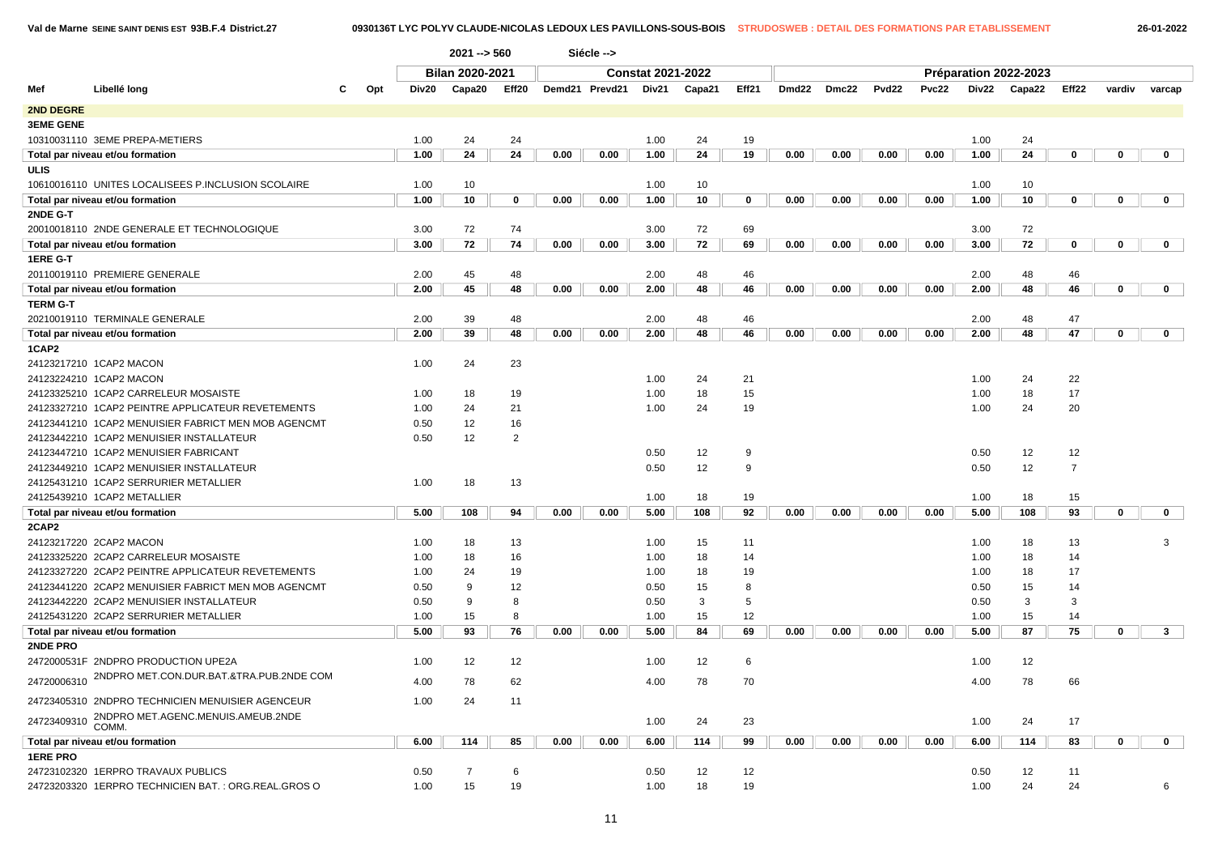Val de Marne SEINE SAINT DENIS EST 93B.F.4 District.27 — 0930136T LYC POLYV CLAUDE-NICOLAS LEDOUX LES PAVILLONS-SOUS-BOIS — STRUDOSWEB : DETAIL DES FORMATIONS PAR ETABLISSEMENT — 26-01-2022

2021 --> 560 Siécle -->

| Mef | Libellé long | C | Opt | Bilan 2020-2021 | | | Constat 2021-2022 | | | | | Préparation 2022-2023 | | | | | | | | |
|---|---|---|---|---|---|---|---|---|---|---|---|---|---|---|---|---|---|---|---|---|
| | | | | Div20 | Capa20 | Eff20 | Demd21 | Prevd21 | Div21 | Capa21 | Eff21 | Dmd22 | Dmc22 | Pvd22 | Pvc22 | Div22 | Capa22 | Eff22 | vardiv | varcap |
| **2ND DEGRE** | | | | | | | | | | | | | | | | | | | | |
| **3EME GENE** | | | | | | | | | | | | | | | | | | | | |
| 10310031110 | 3EME PREPA-METIERS | | | 1.00 | 24 | 24 | | | 1.00 | 24 | 19 | | | | | 1.00 | 24 | | | |
| **Total par niveau et/ou formation** | | | | 1.00 | 24 | 24 | 0.00 | 0.00 | 1.00 | 24 | 19 | 0.00 | 0.00 | 0.00 | 0.00 | 1.00 | 24 | 0 | 0 | 0 |
| **ULIS** | | | | | | | | | | | | | | | | | | | | |
| 10610016110 | UNITES LOCALISEES P.INCLUSION SCOLAIRE | | | 1.00 | 10 | | | | 1.00 | 10 | | | | | | 1.00 | 10 | | | |
| **Total par niveau et/ou formation** | | | | 1.00 | 10 | 0 | 0.00 | 0.00 | 1.00 | 10 | 0 | 0.00 | 0.00 | 0.00 | 0.00 | 1.00 | 10 | 0 | 0 | 0 |
| **2NDE G-T** | | | | | | | | | | | | | | | | | | | | |
| 20010018110 | 2NDE GENERALE ET TECHNOLOGIQUE | | | 3.00 | 72 | 74 | | | 3.00 | 72 | 69 | | | | | 3.00 | 72 | | | |
| **Total par niveau et/ou formation** | | | | 3.00 | 72 | 74 | 0.00 | 0.00 | 3.00 | 72 | 69 | 0.00 | 0.00 | 0.00 | 0.00 | 3.00 | 72 | 0 | 0 | 0 |
| **1ERE G-T** | | | | | | | | | | | | | | | | | | | | |
| 20110019110 | PREMIERE GENERALE | | | 2.00 | 45 | 48 | | | 2.00 | 48 | 46 | | | | | 2.00 | 48 | 46 | | |
| **Total par niveau et/ou formation** | | | | 2.00 | 45 | 48 | 0.00 | 0.00 | 2.00 | 48 | 46 | 0.00 | 0.00 | 0.00 | 0.00 | 2.00 | 48 | 46 | 0 | 0 |
| **TERM G-T** | | | | | | | | | | | | | | | | | | | | |
| 20210019110 | TERMINALE GENERALE | | | 2.00 | 39 | 48 | | | 2.00 | 48 | 46 | | | | | 2.00 | 48 | 47 | | |
| **Total par niveau et/ou formation** | | | | 2.00 | 39 | 48 | 0.00 | 0.00 | 2.00 | 48 | 46 | 0.00 | 0.00 | 0.00 | 0.00 | 2.00 | 48 | 47 | 0 | 0 |
| **1CAP2** | | | | | | | | | | | | | | | | | | | | |
| 24123217210 | 1CAP2 MACON | | | 1.00 | 24 | 23 | | | | | | | | | | | | | | |
| 24123224210 | 1CAP2 MACON | | | | | | | | 1.00 | 24 | 21 | | | | | 1.00 | 24 | 22 | | |
| 24123325210 | 1CAP2 CARRELEUR MOSAISTE | | | 1.00 | 18 | 19 | | | 1.00 | 18 | 15 | | | | | 1.00 | 18 | 17 | | |
| 24123327210 | 1CAP2 PEINTRE APPLICATEUR REVETEMENTS | | | 1.00 | 24 | 21 | | | 1.00 | 24 | 19 | | | | | 1.00 | 24 | 20 | | |
| 24123441210 | 1CAP2 MENUISIER FABRICT MEN MOB AGENCMT | | | 0.50 | 12 | 16 | | | | | | | | | | | | | | |
| 24123442210 | 1CAP2 MENUISIER INSTALLATEUR | | | 0.50 | 12 | 2 | | | | | | | | | | | | | | |
| 24123447210 | 1CAP2 MENUISIER FABRICANT | | | | | | | | 0.50 | 12 | 9 | | | | | 0.50 | 12 | 12 | | |
| 24123449210 | 1CAP2 MENUISIER INSTALLATEUR | | | | | | | | 0.50 | 12 | 9 | | | | | 0.50 | 12 | 7 | | |
| 24125431210 | 1CAP2 SERRURIER METALLIER | | | 1.00 | 18 | 13 | | | | | | | | | | | | | | |
| 24125439210 | 1CAP2 METALLIER | | | | | | | | 1.00 | 18 | 19 | | | | | 1.00 | 18 | 15 | | |
| **Total par niveau et/ou formation** | | | | 5.00 | 108 | 94 | 0.00 | 0.00 | 5.00 | 108 | 92 | 0.00 | 0.00 | 0.00 | 0.00 | 5.00 | 108 | 93 | 0 | 0 |
| **2CAP2** | | | | | | | | | | | | | | | | | | | | |
| 24123217220 | 2CAP2 MACON | | | 1.00 | 18 | 13 | | | 1.00 | 15 | 11 | | | | | 1.00 | 18 | 13 | | 3 |
| 24123325220 | 2CAP2 CARRELEUR MOSAISTE | | | 1.00 | 18 | 16 | | | 1.00 | 18 | 14 | | | | | 1.00 | 18 | 14 | | |
| 24123327220 | 2CAP2 PEINTRE APPLICATEUR REVETEMENTS | | | 1.00 | 24 | 19 | | | 1.00 | 18 | 19 | | | | | 1.00 | 18 | 17 | | |
| 24123441220 | 2CAP2 MENUISIER FABRICT MEN MOB AGENCMT | | | 0.50 | 9 | 12 | | | 0.50 | 15 | 8 | | | | | 0.50 | 15 | 14 | | |
| 24123442220 | 2CAP2 MENUISIER INSTALLATEUR | | | 0.50 | 9 | 8 | | | 0.50 | 3 | 5 | | | | | 0.50 | 3 | 3 | | |
| 24125431220 | 2CAP2 SERRURIER METALLIER | | | 1.00 | 15 | 8 | | | 1.00 | 15 | 12 | | | | | 1.00 | 15 | 14 | | |
| **Total par niveau et/ou formation** | | | | 5.00 | 93 | 76 | 0.00 | 0.00 | 5.00 | 84 | 69 | 0.00 | 0.00 | 0.00 | 0.00 | 5.00 | 87 | 75 | 0 | 3 |
| **2NDE PRO** | | | | | | | | | | | | | | | | | | | | |
| 2472000531F | 2NDPRO PRODUCTION UPE2A | | | 1.00 | 12 | 12 | | | 1.00 | 12 | 6 | | | | | 1.00 | 12 | | | |
| 24720006310 | 2NDPRO MET.CON.DUR.BAT.&TRA.PUB.2NDE COM | | | 4.00 | 78 | 62 | | | 4.00 | 78 | 70 | | | | | 4.00 | 78 | 66 | | |
| 24723405310 | 2NDPRO TECHNICIEN MENUISIER AGENCEUR | | | 1.00 | 24 | 11 | | | | | | | | | | | | | | |
| 24723409310 | 2NDPRO MET.AGENC.MENUIS.AMEUB.2NDE COMM. | | | | | | | | 1.00 | 24 | 23 | | | | | 1.00 | 24 | 17 | | |
| **Total par niveau et/ou formation** | | | | 6.00 | 114 | 85 | 0.00 | 0.00 | 6.00 | 114 | 99 | 0.00 | 0.00 | 0.00 | 0.00 | 6.00 | 114 | 83 | 0 | 0 |
| **1ERE PRO** | | | | | | | | | | | | | | | | | | | | |
| 24723102320 | 1ERPRO TRAVAUX PUBLICS | | | 0.50 | 7 | 6 | | | 0.50 | 12 | 12 | | | | | 0.50 | 12 | 11 | | |
| 24723203320 | 1ERPRO TECHNICIEN BAT. : ORG.REAL.GROS O | | | 1.00 | 15 | 19 | | | 1.00 | 18 | 19 | | | | | 1.00 | 24 | 24 | | 6 |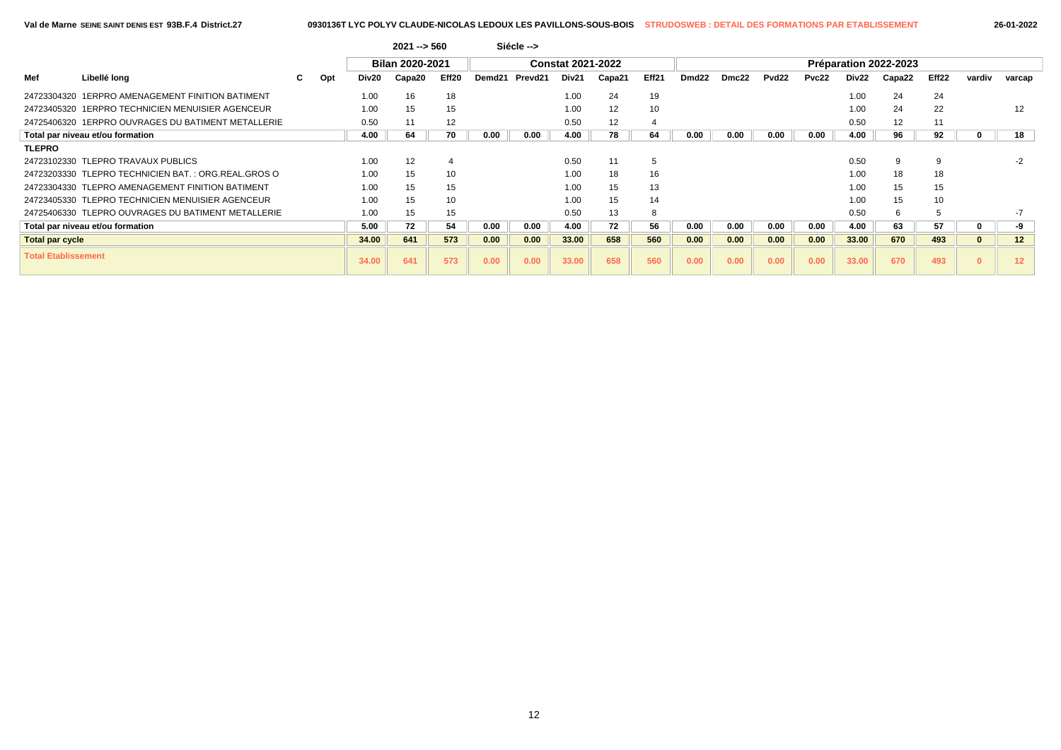Val de Marne SEINE SAINT DENIS EST 93B.F.4 District.27 — 0930136T LYC POLYV CLAUDE-NICOLAS LEDOUX LES PAVILLONS-SOUS-BOIS — STRUDOSWEB : DETAIL DES FORMATIONS PAR ETABLISSEMENT — 26-01-2022

2021 --> 560 Siécle -->

| | | | | Bilan 2020-2021 | | | Constat 2021-2022 | | | | | Préparation 2022-2023 | | | | | | | | |
|---|---|---|---|---|---|---|---|---|---|---|---|---|---|---|---|---|---|---|---|---|
| Mef | Libellé long | C | Opt | Div20 | Capa20 | Eff20 | Demd21 | Prevd21 | Div21 | Capa21 | Eff21 | Dmd22 | Dmc22 | Pvd22 | Pvc22 | Div22 | Capa22 | Eff22 | vardiv | varcap |
| 24723304320 | 1ERPRO AMENAGEMENT FINITION BATIMENT | | | 1.00 | 16 | 18 | | | 1.00 | 24 | 19 | | | | | 1.00 | 24 | 24 | | |
| 24723405320 | 1ERPRO TECHNICIEN MENUISIER AGENCEUR | | | 1.00 | 15 | 15 | | | 1.00 | 12 | 10 | | | | | 1.00 | 24 | 22 | | 12 |
| 24725406320 | 1ERPRO OUVRAGES DU BATIMENT METALLERIE | | | 0.50 | 11 | 12 | | | 0.50 | 12 | 4 | | | | | 0.50 | 12 | 11 | | |
| **Total par niveau et/ou formation** | | | | **4.00** | **64** | **70** | **0.00** | **0.00** | **4.00** | **78** | **64** | **0.00** | **0.00** | **0.00** | **0.00** | **4.00** | **96** | **92** | **0** | **18** |
| **TLEPRO** | | | | | | | | | | | | | | | | | | | | |
| 24723102330 | TLEPRO TRAVAUX PUBLICS | | | 1.00 | 12 | 4 | | | 0.50 | 11 | 5 | | | | | 0.50 | 9 | 9 | | -2 |
| 24723203330 | TLEPRO TECHNICIEN BAT. : ORG.REAL.GROS O | | | 1.00 | 15 | 10 | | | 1.00 | 18 | 16 | | | | | 1.00 | 18 | 18 | | |
| 24723304330 | TLEPRO AMENAGEMENT FINITION BATIMENT | | | 1.00 | 15 | 15 | | | 1.00 | 15 | 13 | | | | | 1.00 | 15 | 15 | | |
| 24723405330 | TLEPRO TECHNICIEN MENUISIER AGENCEUR | | | 1.00 | 15 | 10 | | | 1.00 | 15 | 14 | | | | | 1.00 | 15 | 10 | | |
| 24725406330 | TLEPRO OUVRAGES DU BATIMENT METALLERIE | | | 1.00 | 15 | 15 | | | 0.50 | 13 | 8 | | | | | 0.50 | 6 | 5 | | -7 |
| **Total par niveau et/ou formation** | | | | **5.00** | **72** | **54** | **0.00** | **0.00** | **4.00** | **72** | **56** | **0.00** | **0.00** | **0.00** | **0.00** | **4.00** | **63** | **57** | **0** | **-9** |
| **Total par cycle** | | | | **34.00** | **641** | **573** | **0.00** | **0.00** | **33.00** | **658** | **560** | **0.00** | **0.00** | **0.00** | **0.00** | **33.00** | **670** | **493** | **0** | **12** |
| **Total Etablissement** | | | | **34.00** | **641** | **573** | **0.00** | **0.00** | **33.00** | **658** | **560** | **0.00** | **0.00** | **0.00** | **0.00** | **33.00** | **670** | **493** | **0** | **12** |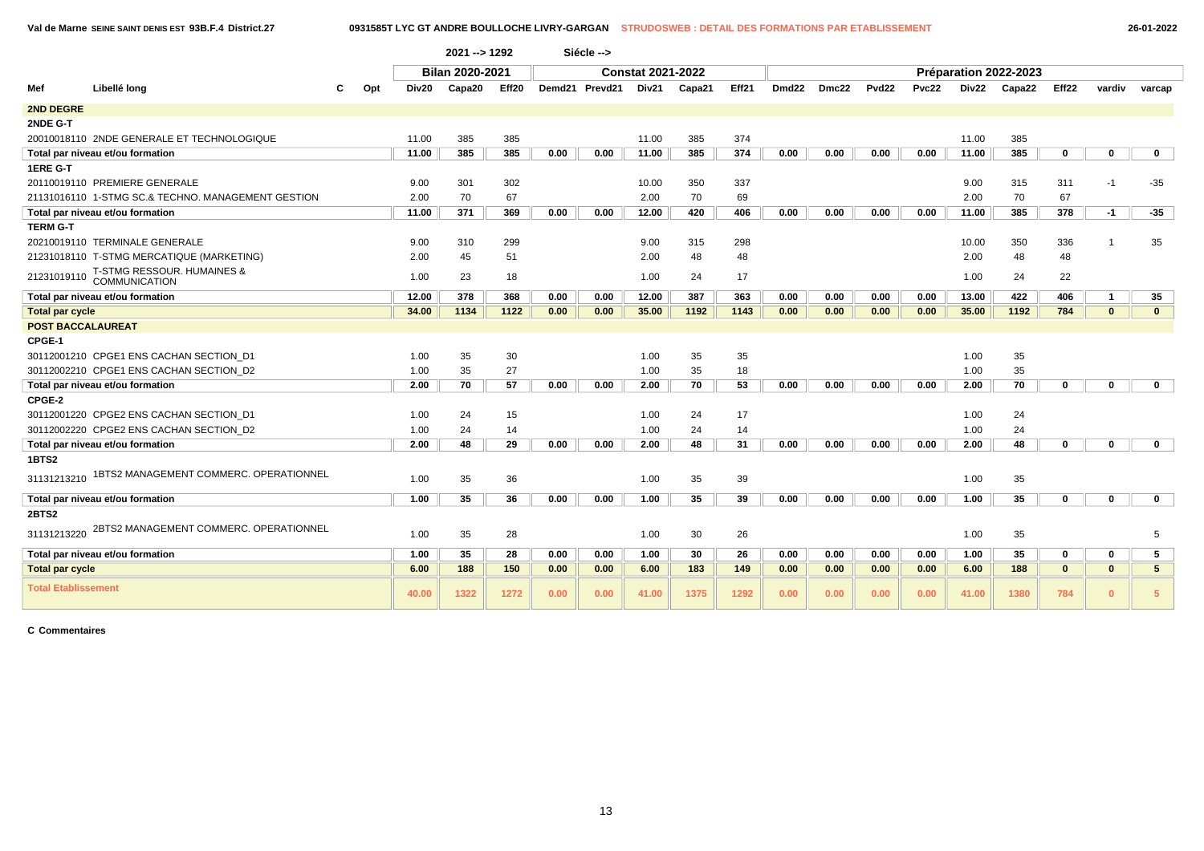Val de Marne SEINE SAINT DENIS EST 93B.F.4 District.27 — 0931585T LYC GT ANDRE BOULLOCHE LIVRY-GARGAN — STRUDOSWEB : DETAIL DES FORMATIONS PAR ETABLISSEMENT — 26-01-2022

2021 --> 1292 Siécle -->

| Mef | Libellé long | C | Opt | Bilan 2020-2021 | | | Constat 2021-2022 | | | | | Préparation 2022-2023 | | | | | | | | |
|---|---|---|---|---|---|---|---|---|---|---|---|---|---|---|---|---|---|---|---|---|
| | | | | Div20 | Capa20 | Eff20 | Demd21 | Prevd21 | Div21 | Capa21 | Eff21 | Dmd22 | Dmc22 | Pvd22 | Pvc22 | Div22 | Capa22 | Eff22 | vardiv | varcap |
| **2ND DEGRE** | | | | | | | | | | | | | | | | | | | | |
| **2NDE G-T** | | | | | | | | | | | | | | | | | | | | |
| 20010018110 | 2NDE GENERALE ET TECHNOLOGIQUE | | | 11.00 | 385 | 385 | | | 11.00 | 385 | 374 | | | | | 11.00 | 385 | | | |
| **Total par niveau et/ou formation** | | | | 11.00 | 385 | 385 | 0.00 | 0.00 | 11.00 | 385 | 374 | 0.00 | 0.00 | 0.00 | 0.00 | 11.00 | 385 | 0 | 0 | 0 |
| **1ERE G-T** | | | | | | | | | | | | | | | | | | | | |
| 20110019110 | PREMIERE GENERALE | | | 9.00 | 301 | 302 | | | 10.00 | 350 | 337 | | | | | 9.00 | 315 | 311 | -1 | -35 |
| 21131016110 | 1-STMG SC.& TECHNO. MANAGEMENT GESTION | | | 2.00 | 70 | 67 | | | 2.00 | 70 | 69 | | | | | 2.00 | 70 | 67 | | |
| **Total par niveau et/ou formation** | | | | 11.00 | 371 | 369 | 0.00 | 0.00 | 12.00 | 420 | 406 | 0.00 | 0.00 | 0.00 | 0.00 | 11.00 | 385 | 378 | -1 | -35 |
| **TERM G-T** | | | | | | | | | | | | | | | | | | | | |
| 20210019110 | TERMINALE GENERALE | | | 9.00 | 310 | 299 | | | 9.00 | 315 | 298 | | | | | 10.00 | 350 | 336 | 1 | 35 |
| 21231018110 | T-STMG MERCATIQUE (MARKETING) | | | 2.00 | 45 | 51 | | | 2.00 | 48 | 48 | | | | | 2.00 | 48 | 48 | | |
| 21231019110 | T-STMG RESSOUR. HUMAINES & COMMUNICATION | | | 1.00 | 23 | 18 | | | 1.00 | 24 | 17 | | | | | 1.00 | 24 | 22 | | |
| **Total par niveau et/ou formation** | | | | 12.00 | 378 | 368 | 0.00 | 0.00 | 12.00 | 387 | 363 | 0.00 | 0.00 | 0.00 | 0.00 | 13.00 | 422 | 406 | 1 | 35 |
| **Total par cycle** | | | | 34.00 | 1134 | 1122 | 0.00 | 0.00 | 35.00 | 1192 | 1143 | 0.00 | 0.00 | 0.00 | 0.00 | 35.00 | 1192 | 784 | 0 | 0 |
| **POST BACCALAUREAT** | | | | | | | | | | | | | | | | | | | | |
| **CPGE-1** | | | | | | | | | | | | | | | | | | | | |
| 30112001210 | CPGE1 ENS CACHAN SECTION_D1 | | | 1.00 | 35 | 30 | | | 1.00 | 35 | 35 | | | | | 1.00 | 35 | | | |
| 30112002210 | CPGE1 ENS CACHAN SECTION_D2 | | | 1.00 | 35 | 27 | | | 1.00 | 35 | 18 | | | | | 1.00 | 35 | | | |
| **Total par niveau et/ou formation** | | | | 2.00 | 70 | 57 | 0.00 | 0.00 | 2.00 | 70 | 53 | 0.00 | 0.00 | 0.00 | 0.00 | 2.00 | 70 | 0 | 0 | 0 |
| **CPGE-2** | | | | | | | | | | | | | | | | | | | | |
| 30112001220 | CPGE2 ENS CACHAN SECTION_D1 | | | 1.00 | 24 | 15 | | | 1.00 | 24 | 17 | | | | | 1.00 | 24 | | | |
| 30112002220 | CPGE2 ENS CACHAN SECTION_D2 | | | 1.00 | 24 | 14 | | | 1.00 | 24 | 14 | | | | | 1.00 | 24 | | | |
| **Total par niveau et/ou formation** | | | | 2.00 | 48 | 29 | 0.00 | 0.00 | 2.00 | 48 | 31 | 0.00 | 0.00 | 0.00 | 0.00 | 2.00 | 48 | 0 | 0 | 0 |
| **1BTS2** | | | | | | | | | | | | | | | | | | | | |
| 31131213210 | 1BTS2 MANAGEMENT COMMERC. OPERATIONNEL | | | 1.00 | 35 | 36 | | | 1.00 | 35 | 39 | | | | | 1.00 | 35 | | | |
| **Total par niveau et/ou formation** | | | | 1.00 | 35 | 36 | 0.00 | 0.00 | 1.00 | 35 | 39 | 0.00 | 0.00 | 0.00 | 0.00 | 1.00 | 35 | 0 | 0 | 0 |
| **2BTS2** | | | | | | | | | | | | | | | | | | | | |
| 31131213220 | 2BTS2 MANAGEMENT COMMERC. OPERATIONNEL | | | 1.00 | 35 | 28 | | | 1.00 | 30 | 26 | | | | | 1.00 | 35 | | | 5 |
| **Total par niveau et/ou formation** | | | | 1.00 | 35 | 28 | 0.00 | 0.00 | 1.00 | 30 | 26 | 0.00 | 0.00 | 0.00 | 0.00 | 1.00 | 35 | 0 | 0 | 5 |
| **Total par cycle** | | | | 6.00 | 188 | 150 | 0.00 | 0.00 | 6.00 | 183 | 149 | 0.00 | 0.00 | 0.00 | 0.00 | 6.00 | 188 | 0 | 0 | 5 |
| **Total Etablissement** | | | | 40.00 | 1322 | 1272 | 0.00 | 0.00 | 41.00 | 1375 | 1292 | 0.00 | 0.00 | 0.00 | 0.00 | 41.00 | 1380 | 784 | 0 | 5 |

**C Commentaires**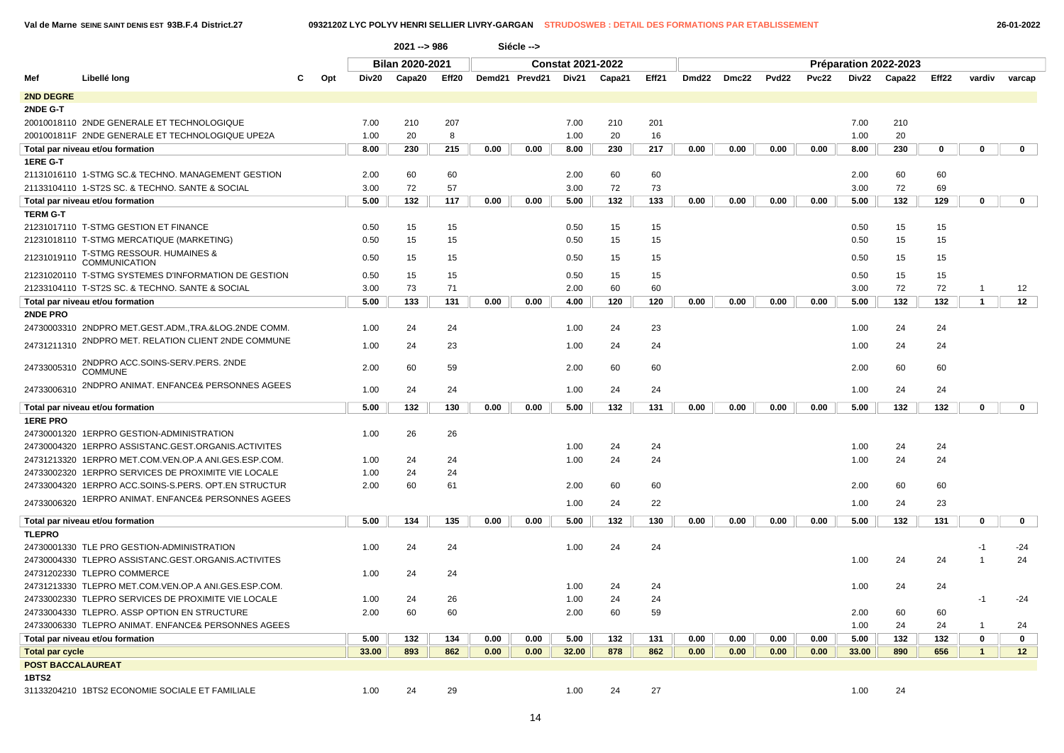Val de Marne SEINE SAINT DENIS EST 93B.F.4 District.27 — 0932120Z LYC POLYV HENRI SELLIER LIVRY-GARGAN — STRUDOSWEB : DETAIL DES FORMATIONS PAR ETABLISSEMENT — 26-01-2022

2021 --> 986 Siécle -->

| Mef | Libellé long | C | Opt | Bilan 2020-2021 Div20 | Capa20 | Eff20 | Constat 2021-2022 Demd21 | Prevd21 | Div21 | Capa21 | Eff21 | Préparation 2022-2023 Dmd22 | Dmc22 | Pvd22 | Pvc22 | Div22 | Capa22 | Eff22 | vardiv | varcap |
|---|---|---|---|---|---|---|---|---|---|---|---|---|---|---|---|---|---|---|---|---|
| **2ND DEGRE** | | | | | | | | | | | | | | | | | | | | |
| **2NDE G-T** | | | | | | | | | | | | | | | | | | | | |
| 20010018110 | 2NDE GENERALE ET TECHNOLOGIQUE | | | 7.00 | 210 | 207 | | | 7.00 | 210 | 201 | | | | | 7.00 | 210 | | | |
| 2001001811F | 2NDE GENERALE ET TECHNOLOGIQUE UPE2A | | | 1.00 | 20 | 8 | | | 1.00 | 20 | 16 | | | | | 1.00 | 20 | | | |
| Total par niveau et/ou formation | | | | 8.00 | 230 | 215 | 0.00 | 0.00 | 8.00 | 230 | 217 | 0.00 | 0.00 | 0.00 | 0.00 | 8.00 | 230 | 0 | 0 | 0 |
| **1ERE G-T** | | | | | | | | | | | | | | | | | | | | |
| 21131016110 | 1-STMG SC.& TECHNO. MANAGEMENT GESTION | | | 2.00 | 60 | 60 | | | 2.00 | 60 | 60 | | | | | 2.00 | 60 | 60 | | |
| 21133104110 | 1-ST2S SC. & TECHNO. SANTE & SOCIAL | | | 3.00 | 72 | 57 | | | 3.00 | 72 | 73 | | | | | 3.00 | 72 | 69 | | |
| Total par niveau et/ou formation | | | | 5.00 | 132 | 117 | 0.00 | 0.00 | 5.00 | 132 | 133 | 0.00 | 0.00 | 0.00 | 0.00 | 5.00 | 132 | 129 | 0 | 0 |
| **TERM G-T** | | | | | | | | | | | | | | | | | | | | |
| 21231017110 | T-STMG GESTION ET FINANCE | | | 0.50 | 15 | 15 | | | 0.50 | 15 | 15 | | | | | 0.50 | 15 | 15 | | |
| 21231018110 | T-STMG MERCATIQUE (MARKETING) | | | 0.50 | 15 | 15 | | | 0.50 | 15 | 15 | | | | | 0.50 | 15 | 15 | | |
| 21231019110 | T-STMG RESSOUR. HUMAINES & COMMUNICATION | | | 0.50 | 15 | 15 | | | 0.50 | 15 | 15 | | | | | 0.50 | 15 | 15 | | |
| 21231020110 | T-STMG SYSTEMES D'INFORMATION DE GESTION | | | 0.50 | 15 | 15 | | | 0.50 | 15 | 15 | | | | | 0.50 | 15 | 15 | | |
| 21233104110 | T-ST2S SC. & TECHNO. SANTE & SOCIAL | | | 3.00 | 73 | 71 | | | 2.00 | 60 | 60 | | | | | 3.00 | 72 | 72 | 1 | 12 |
| Total par niveau et/ou formation | | | | 5.00 | 133 | 131 | 0.00 | 0.00 | 4.00 | 120 | 120 | 0.00 | 0.00 | 0.00 | 0.00 | 5.00 | 132 | 132 | 1 | 12 |
| **2NDE PRO** | | | | | | | | | | | | | | | | | | | | |
| 24730003310 | 2NDPRO MET.GEST.ADM.,TRA.&LOG.2NDE COMM. | | | 1.00 | 24 | 24 | | | 1.00 | 24 | 23 | | | | | 1.00 | 24 | 24 | | |
| 24731211310 | 2NDPRO MET. RELATION CLIENT 2NDE COMMUNE | | | 1.00 | 24 | 23 | | | 1.00 | 24 | 24 | | | | | 1.00 | 24 | 24 | | |
| 24733005310 | 2NDPRO ACC.SOINS-SERV.PERS. 2NDE COMMUNE | | | 2.00 | 60 | 59 | | | 2.00 | 60 | 60 | | | | | 2.00 | 60 | 60 | | |
| 24733006310 | 2NDPRO ANIMAT. ENFANCE& PERSONNES AGEES | | | 1.00 | 24 | 24 | | | 1.00 | 24 | 24 | | | | | 1.00 | 24 | 24 | | |
| Total par niveau et/ou formation | | | | 5.00 | 132 | 130 | 0.00 | 0.00 | 5.00 | 132 | 131 | 0.00 | 0.00 | 0.00 | 0.00 | 5.00 | 132 | 132 | 0 | 0 |
| **1ERE PRO** | | | | | | | | | | | | | | | | | | | | |
| 24730001320 | 1ERPRO GESTION-ADMINISTRATION | | | 1.00 | 26 | 26 | | | | | | | | | | | | | | |
| 24730004320 | 1ERPRO ASSISTANC.GEST.ORGANIS.ACTIVITES | | | | | | | | 1.00 | 24 | 24 | | | | | 1.00 | 24 | 24 | | |
| 24731213320 | 1ERPRO MET.COM.VEN.OP.A ANI.GES.ESP.COM. | | | 1.00 | 24 | 24 | | | 1.00 | 24 | 24 | | | | | 1.00 | 24 | 24 | | |
| 24733002320 | 1ERPRO SERVICES DE PROXIMITE VIE LOCALE | | | 1.00 | 24 | 24 | | | | | | | | | | | | | | |
| 24733004320 | 1ERPRO ACC.SOINS-S.PERS. OPT.EN STRUCTUR | | | 2.00 | 60 | 61 | | | 2.00 | 60 | 60 | | | | | 2.00 | 60 | 60 | | |
| 24733006320 | 1ERPRO ANIMAT. ENFANCE& PERSONNES AGEES | | | | | | | | 1.00 | 24 | 22 | | | | | 1.00 | 24 | 23 | | |
| Total par niveau et/ou formation | | | | 5.00 | 134 | 135 | 0.00 | 0.00 | 5.00 | 132 | 130 | 0.00 | 0.00 | 0.00 | 0.00 | 5.00 | 132 | 131 | 0 | 0 |
| **TLEPRO** | | | | | | | | | | | | | | | | | | | | |
| 24730001330 | TLE PRO GESTION-ADMINISTRATION | | | 1.00 | 24 | 24 | | | 1.00 | 24 | 24 | | | | | | | | -1 | -24 |
| 24730004330 | TLEPRO ASSISTANC.GEST.ORGANIS.ACTIVITES | | | | | | | | | | | | | | | 1.00 | 24 | 24 | 1 | 24 |
| 24731202330 | TLEPRO COMMERCE | | | 1.00 | 24 | 24 | | | | | | | | | | | | | | |
| 24731213330 | TLEPRO MET.COM.VEN.OP.A ANI.GES.ESP.COM. | | | | | | | | 1.00 | 24 | 24 | | | | | 1.00 | 24 | 24 | | |
| 24733002330 | TLEPRO SERVICES DE PROXIMITE VIE LOCALE | | | 1.00 | 24 | 26 | | | 1.00 | 24 | 24 | | | | | | | | -1 | -24 |
| 24733004330 | TLEPRO. ASSP OPTION EN STRUCTURE | | | 2.00 | 60 | 60 | | | 2.00 | 60 | 59 | | | | | 2.00 | 60 | 60 | | |
| 24733006330 | TLEPRO ANIMAT. ENFANCE& PERSONNES AGEES | | | | | | | | | | | | | | | 1.00 | 24 | 24 | 1 | 24 |
| Total par niveau et/ou formation | | | | 5.00 | 132 | 134 | 0.00 | 0.00 | 5.00 | 132 | 131 | 0.00 | 0.00 | 0.00 | 0.00 | 5.00 | 132 | 132 | 0 | 0 |
| **Total par cycle** | | | | 33.00 | 893 | 862 | 0.00 | 0.00 | 32.00 | 878 | 862 | 0.00 | 0.00 | 0.00 | 0.00 | 33.00 | 890 | 656 | 1 | 12 |
| **POST BACCALAUREAT** | | | | | | | | | | | | | | | | | | | | |
| **1BTS2** | | | | | | | | | | | | | | | | | | | | |
| 31133204210 | 1BTS2 ECONOMIE SOCIALE ET FAMILIALE | | | 1.00 | 24 | 29 | | | 1.00 | 24 | 27 | | | | | 1.00 | 24 | | | |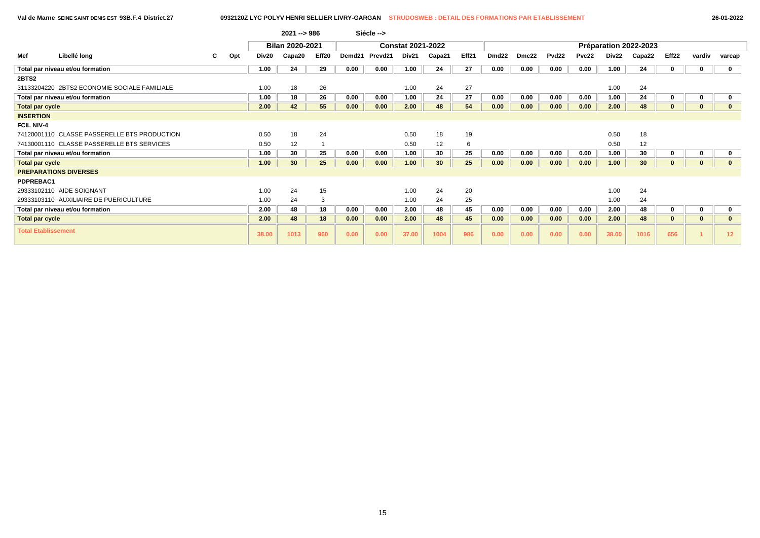Val de Marne SEINE SAINT DENIS EST 93B.F.4 District.27 — 0932120Z LYC POLYV HENRI SELLIER LIVRY-GARGAN — STRUDOSWEB : DETAIL DES FORMATIONS PAR ETABLISSEMENT — 26-01-2022

2021 --> 986 Siécle -->

| Mef | Libellé long | C | Opt | Bilan 2020-2021 | | | Constat 2021-2022 | | | | | Préparation 2022-2023 | | | | | | | vardiv | varcap |
|---|---|---|---|---|---|---|---|---|---|---|---|---|---|---|---|---|---|---|---|---|
| | | | | Div20 | Capa20 | Eff20 | Demd21 | Prevd21 | Div21 | Capa21 | Eff21 | Dmd22 | Dmc22 | Pvd22 | Pvc22 | Div22 | Capa22 | Eff22 | | |
| **Total par niveau et/ou formation** | | | | **1.00** | **24** | **29** | **0.00** | **0.00** | **1.00** | **24** | **27** | **0.00** | **0.00** | **0.00** | **0.00** | **1.00** | **24** | **0** | **0** | **0** |
| **2BTS2** | | | | | | | | | | | | | | | | | | | | |
| 31133204220 | 2BTS2 ECONOMIE SOCIALE FAMILIALE | | | 1.00 | 18 | 26 | | | 1.00 | 24 | 27 | | | | | 1.00 | 24 | | | |
| **Total par niveau et/ou formation** | | | | **1.00** | **18** | **26** | **0.00** | **0.00** | **1.00** | **24** | **27** | **0.00** | **0.00** | **0.00** | **0.00** | **1.00** | **24** | **0** | **0** | **0** |
| **Total par cycle** | | | | **2.00** | **42** | **55** | **0.00** | **0.00** | **2.00** | **48** | **54** | **0.00** | **0.00** | **0.00** | **0.00** | **2.00** | **48** | **0** | **0** | **0** |
| **INSERTION** | | | | | | | | | | | | | | | | | | | | |
| **FCIL NIV-4** | | | | | | | | | | | | | | | | | | | | |
| 74120001110 | CLASSE PASSERELLE BTS PRODUCTION | | | 0.50 | 18 | 24 | | | 0.50 | 18 | 19 | | | | | 0.50 | 18 | | | |
| 74130001110 | CLASSE PASSERELLE BTS SERVICES | | | 0.50 | 12 | 1 | | | 0.50 | 12 | 6 | | | | | 0.50 | 12 | | | |
| **Total par niveau et/ou formation** | | | | **1.00** | **30** | **25** | **0.00** | **0.00** | **1.00** | **30** | **25** | **0.00** | **0.00** | **0.00** | **0.00** | **1.00** | **30** | **0** | **0** | **0** |
| **Total par cycle** | | | | **1.00** | **30** | **25** | **0.00** | **0.00** | **1.00** | **30** | **25** | **0.00** | **0.00** | **0.00** | **0.00** | **1.00** | **30** | **0** | **0** | **0** |
| **PREPARATIONS DIVERSES** | | | | | | | | | | | | | | | | | | | | |
| **PDPREBAC1** | | | | | | | | | | | | | | | | | | | | |
| 29333102110 | AIDE SOIGNANT | | | 1.00 | 24 | 15 | | | 1.00 | 24 | 20 | | | | | 1.00 | 24 | | | |
| 29333103110 | AUXILIAIRE DE PUERICULTURE | | | 1.00 | 24 | 3 | | | 1.00 | 24 | 25 | | | | | 1.00 | 24 | | | |
| **Total par niveau et/ou formation** | | | | **2.00** | **48** | **18** | **0.00** | **0.00** | **2.00** | **48** | **45** | **0.00** | **0.00** | **0.00** | **0.00** | **2.00** | **48** | **0** | **0** | **0** |
| **Total par cycle** | | | | **2.00** | **48** | **18** | **0.00** | **0.00** | **2.00** | **48** | **45** | **0.00** | **0.00** | **0.00** | **0.00** | **2.00** | **48** | **0** | **0** | **0** |
| **Total Etablissement** | | | | **38.00** | **1013** | **960** | **0.00** | **0.00** | **37.00** | **1004** | **986** | **0.00** | **0.00** | **0.00** | **0.00** | **38.00** | **1016** | **656** | **1** | **12** |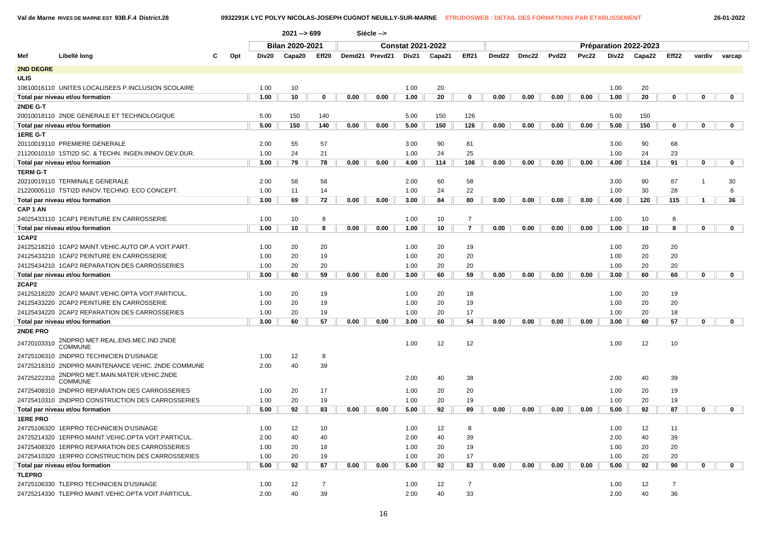Val de Marne RIVES DE MARNE EST 93B.F.4 District.28 — 0932291K LYC POLYV NICOLAS-JOSEPH CUGNOT NEUILLY-SUR-MARNE — STRUDOSWEB : DETAIL DES FORMATIONS PAR ETABLISSEMENT — 26-01-2022

2021 --> 699 Siécle -->

| Mef | Libellé long | C | Opt | Bilan 2020-2021 | | | Constat 2021-2022 | | | | | Préparation 2022-2023 | | | | | | | | |
|---|---|---|---|---|---|---|---|---|---|---|---|---|---|---|---|---|---|---|---|---|
| | | | | Div20 | Capa20 | Eff20 | Demd21 | Prevd21 | Div21 | Capa21 | Eff21 | Dmd22 | Dmc22 | Pvd22 | Pvc22 | Div22 | Capa22 | Eff22 | vardiv | varcap |
| **2ND DEGRE** | | | | | | | | | | | | | | | | | | | | |
| **ULIS** | | | | | | | | | | | | | | | | | | | | |
| 10610016110 | UNITES LOCALISEES P.INCLUSION SCOLAIRE | | | 1.00 | 10 | | | | 1.00 | 20 | | | | | | 1.00 | 20 | | | |
| **Total par niveau et/ou formation** | | | | **1.00** | **10** | **0** | **0.00** | **0.00** | **1.00** | **20** | **0** | **0.00** | **0.00** | **0.00** | **0.00** | **1.00** | **20** | **0** | **0** | **0** |
| **2NDE G-T** | | | | | | | | | | | | | | | | | | | | |
| 20010018110 | 2NDE GENERALE ET TECHNOLOGIQUE | | | 5.00 | 150 | 140 | | | 5.00 | 150 | 126 | | | | | 5.00 | 150 | | | |
| **Total par niveau et/ou formation** | | | | **5.00** | **150** | **140** | **0.00** | **0.00** | **5.00** | **150** | **126** | **0.00** | **0.00** | **0.00** | **0.00** | **5.00** | **150** | **0** | **0** | **0** |
| **1ERE G-T** | | | | | | | | | | | | | | | | | | | | |
| 20110019110 | PREMIERE GENERALE | | | 2.00 | 55 | 57 | | | 3.00 | 90 | 81 | | | | | 3.00 | 90 | 68 | | |
| 21120010110 | 1STI2D SC. & TECHN. INGEN.INNOV.DEV.DUR. | | | 1.00 | 24 | 21 | | | 1.00 | 24 | 25 | | | | | 1.00 | 24 | 23 | | |
| **Total par niveau et/ou formation** | | | | **3.00** | **79** | **78** | **0.00** | **0.00** | **4.00** | **114** | **106** | **0.00** | **0.00** | **0.00** | **0.00** | **4.00** | **114** | **91** | **0** | **0** |
| **TERM G-T** | | | | | | | | | | | | | | | | | | | | |
| 20210019110 | TERMINALE GENERALE | | | 2.00 | 58 | 58 | | | 2.00 | 60 | 58 | | | | | 3.00 | 90 | 87 | 1 | 30 |
| 21220005110 | TSTI2D INNOV.TECHNO. ECO CONCEPT. | | | 1.00 | 11 | 14 | | | 1.00 | 24 | 22 | | | | | 1.00 | 30 | 28 | | 6 |
| **Total par niveau et/ou formation** | | | | **3.00** | **69** | **72** | **0.00** | **0.00** | **3.00** | **84** | **80** | **0.00** | **0.00** | **0.00** | **0.00** | **4.00** | **120** | **115** | **1** | **36** |
| **CAP 1 AN** | | | | | | | | | | | | | | | | | | | | |
| 24025433110 | 1CAP1 PEINTURE EN CARROSSERIE | | | 1.00 | 10 | 8 | | | 1.00 | 10 | 7 | | | | | 1.00 | 10 | 8 | | |
| **Total par niveau et/ou formation** | | | | **1.00** | **10** | **8** | **0.00** | **0.00** | **1.00** | **10** | **7** | **0.00** | **0.00** | **0.00** | **0.00** | **1.00** | **10** | **8** | **0** | **0** |
| **1CAP2** | | | | | | | | | | | | | | | | | | | | |
| 24125218210 | 1CAP2 MAINT.VEHIC.AUTO OP.A VOIT.PART. | | | 1.00 | 20 | 20 | | | 1.00 | 20 | 19 | | | | | 1.00 | 20 | 20 | | |
| 24125433210 | 1CAP2 PEINTURE EN CARROSSERIE | | | 1.00 | 20 | 19 | | | 1.00 | 20 | 20 | | | | | 1.00 | 20 | 20 | | |
| 24125434210 | 1CAP2 REPARATION DES CARROSSERIES | | | 1.00 | 20 | 20 | | | 1.00 | 20 | 20 | | | | | 1.00 | 20 | 20 | | |
| **Total par niveau et/ou formation** | | | | **3.00** | **60** | **59** | **0.00** | **0.00** | **3.00** | **60** | **59** | **0.00** | **0.00** | **0.00** | **0.00** | **3.00** | **60** | **60** | **0** | **0** |
| **2CAP2** | | | | | | | | | | | | | | | | | | | | |
| 24125218220 | 2CAP2 MAINT.VEHIC.OPTA VOIT.PARTICUL. | | | 1.00 | 20 | 19 | | | 1.00 | 20 | 18 | | | | | 1.00 | 20 | 19 | | |
| 24125433220 | 2CAP2 PEINTURE EN CARROSSERIE | | | 1.00 | 20 | 19 | | | 1.00 | 20 | 19 | | | | | 1.00 | 20 | 20 | | |
| 24125434220 | 2CAP2 REPARATION DES CARROSSERIES | | | 1.00 | 20 | 19 | | | 1.00 | 20 | 17 | | | | | 1.00 | 20 | 18 | | |
| **Total par niveau et/ou formation** | | | | **3.00** | **60** | **57** | **0.00** | **0.00** | **3.00** | **60** | **54** | **0.00** | **0.00** | **0.00** | **0.00** | **3.00** | **60** | **57** | **0** | **0** |
| **2NDE PRO** | | | | | | | | | | | | | | | | | | | | |
| 24720103310 | 2NDPRO MET.REAL.ENS.MEC.IND.2NDE COMMUNE | | | | | | | | 1.00 | 12 | 12 | | | | | 1.00 | 12 | 10 | | |
| 24725106310 | 2NDPRO TECHNICIEN D'USINAGE | | | 1.00 | 12 | 8 | | | | | | | | | | | | | | |
| 24725218310 | 2NDPRO MAINTENANCE VEHIC. 2NDE COMMUNE | | | 2.00 | 40 | 39 | | | | | | | | | | | | | | |
| 24725222310 | 2NDPRO MET.MAIN.MATER.VEHIC.2NDE COMMUNE | | | | | | | | 2.00 | 40 | 38 | | | | | 2.00 | 40 | 39 | | |
| 24725408310 | 2NDPRO REPARATION DES CARROSSERIES | | | 1.00 | 20 | 17 | | | 1.00 | 20 | 20 | | | | | 1.00 | 20 | 19 | | |
| 24725410310 | 2NDPRO CONSTRUCTION DES CARROSSERIES | | | 1.00 | 20 | 19 | | | 1.00 | 20 | 19 | | | | | 1.00 | 20 | 19 | | |
| **Total par niveau et/ou formation** | | | | **5.00** | **92** | **83** | **0.00** | **0.00** | **5.00** | **92** | **89** | **0.00** | **0.00** | **0.00** | **0.00** | **5.00** | **92** | **87** | **0** | **0** |
| **1ERE PRO** | | | | | | | | | | | | | | | | | | | | |
| 24725106320 | 1ERPRO TECHNICIEN D'USINAGE | | | 1.00 | 12 | 10 | | | 1.00 | 12 | 8 | | | | | 1.00 | 12 | 11 | | |
| 24725214320 | 1ERPRO MAINT.VEHIC.OPTA VOIT.PARTICUL. | | | 2.00 | 40 | 40 | | | 2.00 | 40 | 39 | | | | | 2.00 | 40 | 39 | | |
| 24725408320 | 1ERPRO REPARATION DES CARROSSERIES | | | 1.00 | 20 | 18 | | | 1.00 | 20 | 19 | | | | | 1.00 | 20 | 20 | | |
| 24725410320 | 1ERPRO CONSTRUCTION DES CARROSSERIES | | | 1.00 | 20 | 19 | | | 1.00 | 20 | 17 | | | | | 1.00 | 20 | 20 | | |
| **Total par niveau et/ou formation** | | | | **5.00** | **92** | **87** | **0.00** | **0.00** | **5.00** | **92** | **83** | **0.00** | **0.00** | **0.00** | **0.00** | **5.00** | **92** | **90** | **0** | **0** |
| **TLEPRO** | | | | | | | | | | | | | | | | | | | | |
| 24725106330 | TLEPRO TECHNICIEN D'USINAGE | | | 1.00 | 12 | 7 | | | 1.00 | 12 | 7 | | | | | 1.00 | 12 | 7 | | |
| 24725214330 | TLEPRO MAINT.VEHIC.OPTA VOIT.PARTICUL. | | | 2.00 | 40 | 39 | | | 2.00 | 40 | 33 | | | | | 2.00 | 40 | 36 | | |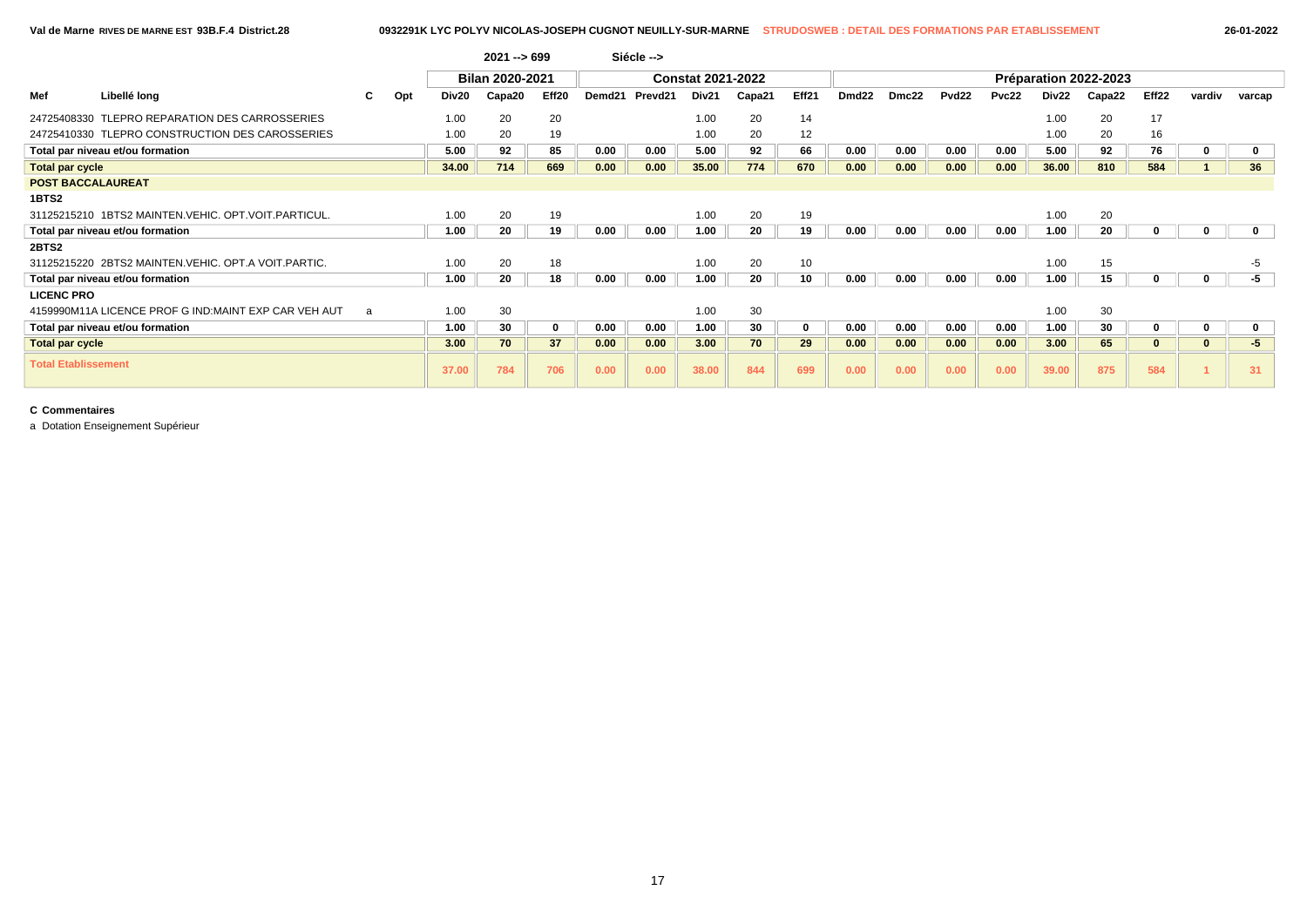Val de Marne RIVES DE MARNE EST 93B.F.4 District.28 — 0932291K LYC POLYV NICOLAS-JOSEPH CUGNOT NEUILLY-SUR-MARNE — STRUDOSWEB : DETAIL DES FORMATIONS PAR ETABLISSEMENT — 26-01-2022

| | | | | 2021 --> 699 | | | Siécle --> | | | | | | | | | | | | | |
|---|---|---|---|---|---|---|---|---|---|---|---|---|---|---|---|---|---|---|---|---|
| | | | | Bilan 2020-2021 | | | Constat 2021-2022 | | | | | Préparation 2022-2023 | | | | | | | | |
| Mef | Libellé long | C | Opt | Div20 | Capa20 | Eff20 | Demd21 | Prevd21 | Div21 | Capa21 | Eff21 | Dmd22 | Dmc22 | Pvd22 | Pvc22 | Div22 | Capa22 | Eff22 | vardiv | varcap |
| 24725408330 | TLEPRO REPARATION DES CARROSSERIES | | | 1.00 | 20 | 20 | | | 1.00 | 20 | 14 | | | | | 1.00 | 20 | 17 | | |
| 24725410330 | TLEPRO CONSTRUCTION DES CAROSSERIES | | | 1.00 | 20 | 19 | | | 1.00 | 20 | 12 | | | | | 1.00 | 20 | 16 | | |
| **Total par niveau et/ou formation** | | | | **5.00** | **92** | **85** | **0.00** | **0.00** | **5.00** | **92** | **66** | **0.00** | **0.00** | **0.00** | **0.00** | **5.00** | **92** | **76** | **0** | **0** |
| **Total par cycle** | | | | **34.00** | **714** | **669** | **0.00** | **0.00** | **35.00** | **774** | **670** | **0.00** | **0.00** | **0.00** | **0.00** | **36.00** | **810** | **584** | **1** | **36** |
| **POST BACCALAUREAT** | | | | | | | | | | | | | | | | | | | | |
| **1BTS2** | | | | | | | | | | | | | | | | | | | | |
| 31125215210 | 1BTS2 MAINTEN.VEHIC. OPT.VOIT.PARTICUL. | | | 1.00 | 20 | 19 | | | 1.00 | 20 | 19 | | | | | 1.00 | 20 | | | |
| **Total par niveau et/ou formation** | | | | **1.00** | **20** | **19** | **0.00** | **0.00** | **1.00** | **20** | **19** | **0.00** | **0.00** | **0.00** | **0.00** | **1.00** | **20** | **0** | **0** | **0** |
| **2BTS2** | | | | | | | | | | | | | | | | | | | | |
| 31125215220 | 2BTS2 MAINTEN.VEHIC. OPT.A VOIT.PARTIC. | | | 1.00 | 20 | 18 | | | 1.00 | 20 | 10 | | | | | 1.00 | 15 | | | -5 |
| **Total par niveau et/ou formation** | | | | **1.00** | **20** | **18** | **0.00** | **0.00** | **1.00** | **20** | **10** | **0.00** | **0.00** | **0.00** | **0.00** | **1.00** | **15** | **0** | **0** | **-5** |
| **LICENC PRO** | | | | | | | | | | | | | | | | | | | | |
| 4159990M11A | LICENCE PROF G IND:MAINT EXP CAR VEH AUT | a | | 1.00 | 30 | | | | 1.00 | 30 | | | | | | 1.00 | 30 | | | |
| **Total par niveau et/ou formation** | | | | **1.00** | **30** | **0** | **0.00** | **0.00** | **1.00** | **30** | **0** | **0.00** | **0.00** | **0.00** | **0.00** | **1.00** | **30** | **0** | **0** | **0** |
| **Total par cycle** | | | | **3.00** | **70** | **37** | **0.00** | **0.00** | **3.00** | **70** | **29** | **0.00** | **0.00** | **0.00** | **0.00** | **3.00** | **65** | **0** | **0** | **-5** |
| **Total Etablissement** | | | | **37.00** | **784** | **706** | **0.00** | **0.00** | **38.00** | **844** | **699** | **0.00** | **0.00** | **0.00** | **0.00** | **39.00** | **875** | **584** | **1** | **31** |

**C Commentaires**

a Dotation Enseignement Supérieur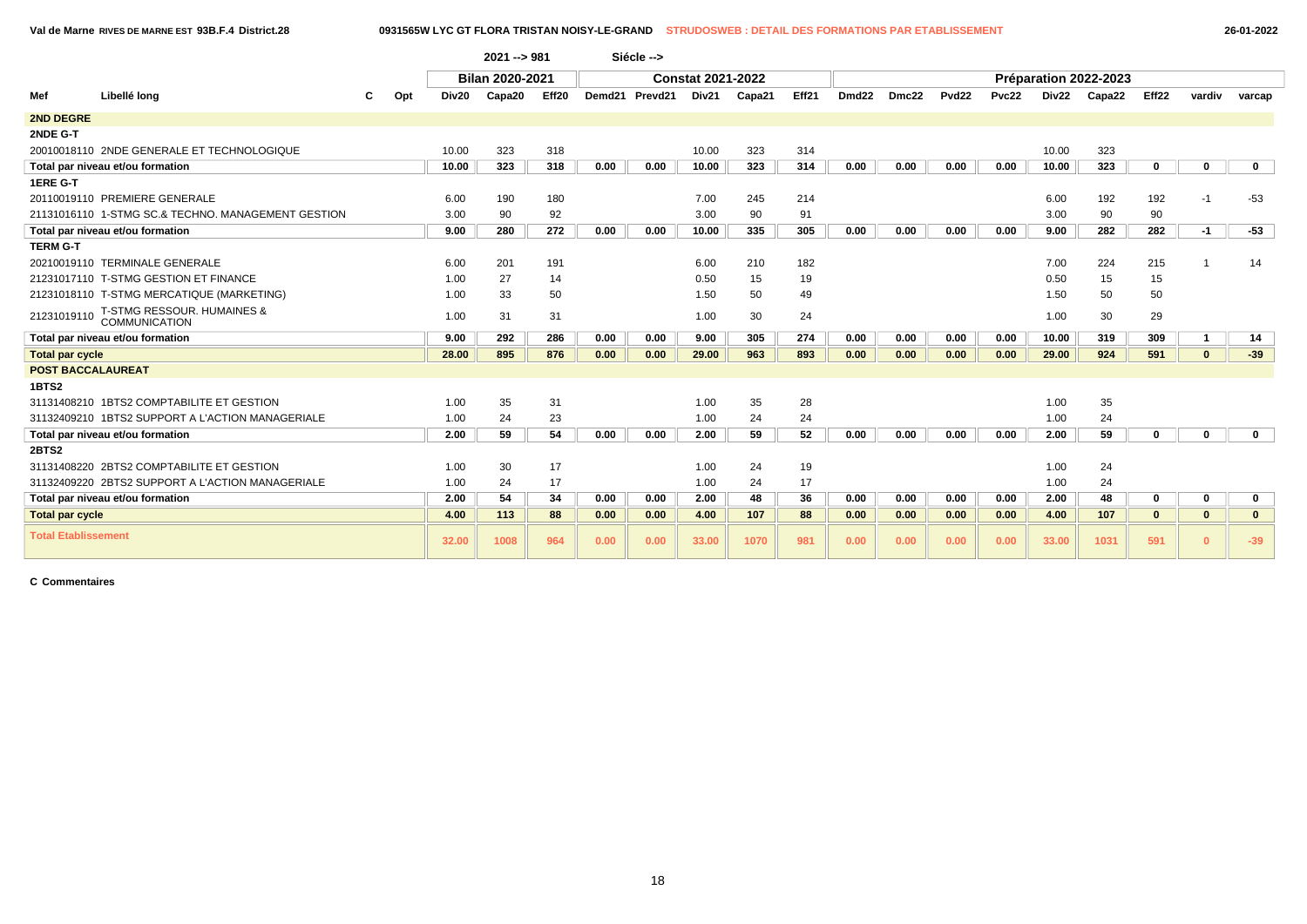Val de Marne RIVES DE MARNE EST 93B.F.4 District.28 — 0931565W LYC GT FLORA TRISTAN NOISY-LE-GRAND — STRUDOSWEB : DETAIL DES FORMATIONS PAR ETABLISSEMENT — 26-01-2022

2021 --> 981 Siécle -->

| Mef | Libellé long | C | Opt | Bilan 2020-2021 | | | Constat 2021-2022 | | | | | Préparation 2022-2023 | | | | | | | | |
|---|---|---|---|---|---|---|---|---|---|---|---|---|---|---|---|---|---|---|---|---|
| | | | | Div20 | Capa20 | Eff20 | Demd21 | Prevd21 | Div21 | Capa21 | Eff21 | Dmd22 | Dmc22 | Pvd22 | Pvc22 | Div22 | Capa22 | Eff22 | vardiv | varcap |
| **2ND DEGRE** | | | | | | | | | | | | | | | | | | | | |
| **2NDE G-T** | | | | | | | | | | | | | | | | | | | | |
| 20010018110 | 2NDE GENERALE ET TECHNOLOGIQUE | | | 10.00 | 323 | 318 | | | 10.00 | 323 | 314 | | | | | 10.00 | 323 | | | |
| **Total par niveau et/ou formation** | | | | **10.00** | **323** | **318** | **0.00** | **0.00** | **10.00** | **323** | **314** | **0.00** | **0.00** | **0.00** | **0.00** | **10.00** | **323** | **0** | **0** | **0** |
| **1ERE G-T** | | | | | | | | | | | | | | | | | | | | |
| 20110019110 | PREMIERE GENERALE | | | 6.00 | 190 | 180 | | | 7.00 | 245 | 214 | | | | | 6.00 | 192 | 192 | -1 | -53 |
| 21131016110 | 1-STMG SC.& TECHNO. MANAGEMENT GESTION | | | 3.00 | 90 | 92 | | | 3.00 | 90 | 91 | | | | | 3.00 | 90 | 90 | | |
| **Total par niveau et/ou formation** | | | | **9.00** | **280** | **272** | **0.00** | **0.00** | **10.00** | **335** | **305** | **0.00** | **0.00** | **0.00** | **0.00** | **9.00** | **282** | **282** | **-1** | **-53** |
| **TERM G-T** | | | | | | | | | | | | | | | | | | | | |
| 20210019110 | TERMINALE GENERALE | | | 6.00 | 201 | 191 | | | 6.00 | 210 | 182 | | | | | 7.00 | 224 | 215 | 1 | 14 |
| 21231017110 | T-STMG GESTION ET FINANCE | | | 1.00 | 27 | 14 | | | 0.50 | 15 | 19 | | | | | 0.50 | 15 | 15 | | |
| 21231018110 | T-STMG MERCATIQUE (MARKETING) | | | 1.00 | 33 | 50 | | | 1.50 | 50 | 49 | | | | | 1.50 | 50 | 50 | | |
| 21231019110 | T-STMG RESSOUR. HUMAINES & COMMUNICATION | | | 1.00 | 31 | 31 | | | 1.00 | 30 | 24 | | | | | 1.00 | 30 | 29 | | |
| **Total par niveau et/ou formation** | | | | **9.00** | **292** | **286** | **0.00** | **0.00** | **9.00** | **305** | **274** | **0.00** | **0.00** | **0.00** | **0.00** | **10.00** | **319** | **309** | **1** | **14** |
| **Total par cycle** | | | | **28.00** | **895** | **876** | **0.00** | **0.00** | **29.00** | **963** | **893** | **0.00** | **0.00** | **0.00** | **0.00** | **29.00** | **924** | **591** | **0** | **-39** |
| **POST BACCALAUREAT** | | | | | | | | | | | | | | | | | | | | |
| **1BTS2** | | | | | | | | | | | | | | | | | | | | |
| 31131408210 | 1BTS2 COMPTABILITE ET GESTION | | | 1.00 | 35 | 31 | | | 1.00 | 35 | 28 | | | | | 1.00 | 35 | | | |
| 31132409210 | 1BTS2 SUPPORT A L'ACTION MANAGERIALE | | | 1.00 | 24 | 23 | | | 1.00 | 24 | 24 | | | | | 1.00 | 24 | | | |
| **Total par niveau et/ou formation** | | | | **2.00** | **59** | **54** | **0.00** | **0.00** | **2.00** | **59** | **52** | **0.00** | **0.00** | **0.00** | **0.00** | **2.00** | **59** | **0** | **0** | **0** |
| **2BTS2** | | | | | | | | | | | | | | | | | | | | |
| 31131408220 | 2BTS2 COMPTABILITE ET GESTION | | | 1.00 | 30 | 17 | | | 1.00 | 24 | 19 | | | | | 1.00 | 24 | | | |
| 31132409220 | 2BTS2 SUPPORT A L'ACTION MANAGERIALE | | | 1.00 | 24 | 17 | | | 1.00 | 24 | 17 | | | | | 1.00 | 24 | | | |
| **Total par niveau et/ou formation** | | | | **2.00** | **54** | **34** | **0.00** | **0.00** | **2.00** | **48** | **36** | **0.00** | **0.00** | **0.00** | **0.00** | **2.00** | **48** | **0** | **0** | **0** |
| **Total par cycle** | | | | **4.00** | **113** | **88** | **0.00** | **0.00** | **4.00** | **107** | **88** | **0.00** | **0.00** | **0.00** | **0.00** | **4.00** | **107** | **0** | **0** | **0** |
| **Total Etablissement** | | | | **32.00** | **1008** | **964** | **0.00** | **0.00** | **33.00** | **1070** | **981** | **0.00** | **0.00** | **0.00** | **0.00** | **33.00** | **1031** | **591** | **0** | **-39** |

**C Commentaires**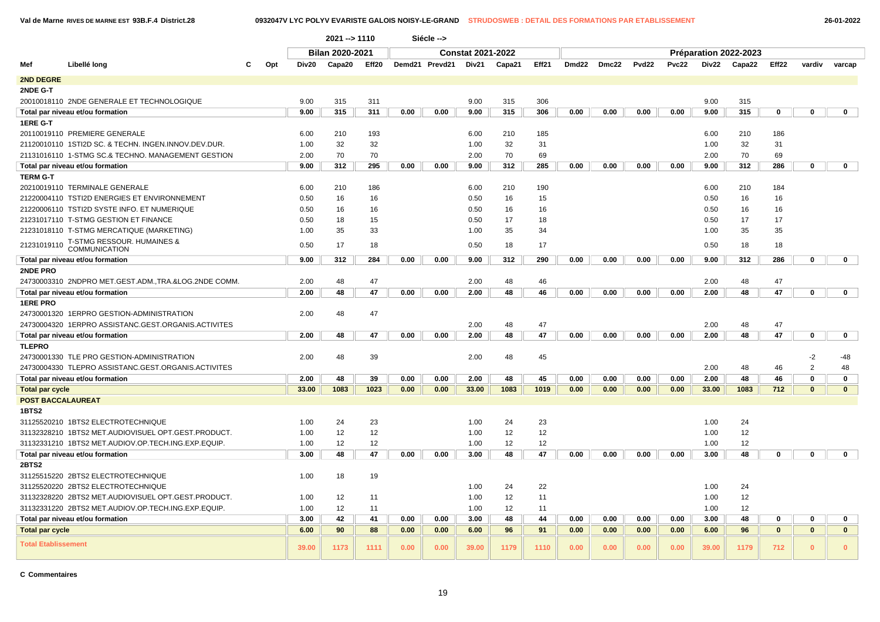Val de Marne RIVES DE MARNE EST 93B.F.4 District.28 — 0932047V LYC POLYV EVARISTE GALOIS NOISY-LE-GRAND — STRUDOSWEB : DETAIL DES FORMATIONS PAR ETABLISSEMENT — 26-01-2022

2021 --> 1110 Siécle -->

| Mef | Libellé long | C | Opt | Bilan 2020-2021 | | | Constat 2021-2022 | | | | | Préparation 2022-2023 | | | | | | | | |
|---|---|---|---|---|---|---|---|---|---|---|---|---|---|---|---|---|---|---|---|---|
| | | | | Div20 | Capa20 | Eff20 | Demd21 | Prevd21 | Div21 | Capa21 | Eff21 | Dmd22 | Dmc22 | Pvd22 | Pvc22 | Div22 | Capa22 | Eff22 | vardiv | varcap |
| **2ND DEGRE** | | | | | | | | | | | | | | | | | | | | |
| **2NDE G-T** | | | | | | | | | | | | | | | | | | | | |
| 20010018110 | 2NDE GENERALE ET TECHNOLOGIQUE | | | 9.00 | 315 | 311 | | | 9.00 | 315 | 306 | | | | | 9.00 | 315 | | | |
| **Total par niveau et/ou formation** | | | | 9.00 | 315 | 311 | 0.00 | 0.00 | 9.00 | 315 | 306 | 0.00 | 0.00 | 0.00 | 0.00 | 9.00 | 315 | 0 | 0 | 0 |
| **1ERE G-T** | | | | | | | | | | | | | | | | | | | | |
| 20110019110 | PREMIERE GENERALE | | | 6.00 | 210 | 193 | | | 6.00 | 210 | 185 | | | | | 6.00 | 210 | 186 | | |
| 21120010110 | 1STI2D SC. & TECHN. INGEN.INNOV.DEV.DUR. | | | 1.00 | 32 | 32 | | | 1.00 | 32 | 31 | | | | | 1.00 | 32 | 31 | | |
| 21131016110 | 1-STMG SC.& TECHNO. MANAGEMENT GESTION | | | 2.00 | 70 | 70 | | | 2.00 | 70 | 69 | | | | | 2.00 | 70 | 69 | | |
| **Total par niveau et/ou formation** | | | | 9.00 | 312 | 295 | 0.00 | 0.00 | 9.00 | 312 | 285 | 0.00 | 0.00 | 0.00 | 0.00 | 9.00 | 312 | 286 | 0 | 0 |
| **TERM G-T** | | | | | | | | | | | | | | | | | | | | |
| 20210019110 | TERMINALE GENERALE | | | 6.00 | 210 | 186 | | | 6.00 | 210 | 190 | | | | | 6.00 | 210 | 184 | | |
| 21220004110 | TSTI2D ENERGIES ET ENVIRONNEMENT | | | 0.50 | 16 | 16 | | | 0.50 | 16 | 15 | | | | | 0.50 | 16 | 16 | | |
| 21220006110 | TSTI2D SYSTE INFO. ET NUMERIQUE | | | 0.50 | 16 | 16 | | | 0.50 | 16 | 16 | | | | | 0.50 | 16 | 16 | | |
| 21231017110 | T-STMG GESTION ET FINANCE | | | 0.50 | 18 | 15 | | | 0.50 | 17 | 18 | | | | | 0.50 | 17 | 17 | | |
| 21231018110 | T-STMG MERCATIQUE (MARKETING) | | | 1.00 | 35 | 33 | | | 1.00 | 35 | 34 | | | | | 1.00 | 35 | 35 | | |
| 21231019110 | T-STMG RESSOUR. HUMAINES & COMMUNICATION | | | 0.50 | 17 | 18 | | | 0.50 | 18 | 17 | | | | | 0.50 | 18 | 18 | | |
| **Total par niveau et/ou formation** | | | | 9.00 | 312 | 284 | 0.00 | 0.00 | 9.00 | 312 | 290 | 0.00 | 0.00 | 0.00 | 0.00 | 9.00 | 312 | 286 | 0 | 0 |
| **2NDE PRO** | | | | | | | | | | | | | | | | | | | | |
| 24730003310 | 2NDPRO MET.GEST.ADM.,TRA.&LOG.2NDE COMM. | | | 2.00 | 48 | 47 | | | 2.00 | 48 | 46 | | | | | 2.00 | 48 | 47 | | |
| **Total par niveau et/ou formation** | | | | 2.00 | 48 | 47 | 0.00 | 0.00 | 2.00 | 48 | 46 | 0.00 | 0.00 | 0.00 | 0.00 | 2.00 | 48 | 47 | 0 | 0 |
| **1ERE PRO** | | | | | | | | | | | | | | | | | | | | |
| 24730001320 | 1ERPRO GESTION-ADMINISTRATION | | | 2.00 | 48 | 47 | | | | | | | | | | | | | | |
| 24730004320 | 1ERPRO ASSISTANC.GEST.ORGANIS.ACTIVITES | | | | | | | | 2.00 | 48 | 47 | | | | | 2.00 | 48 | 47 | | |
| **Total par niveau et/ou formation** | | | | 2.00 | 48 | 47 | 0.00 | 0.00 | 2.00 | 48 | 47 | 0.00 | 0.00 | 0.00 | 0.00 | 2.00 | 48 | 47 | 0 | 0 |
| **TLEPRO** | | | | | | | | | | | | | | | | | | | | |
| 24730001330 | TLE PRO GESTION-ADMINISTRATION | | | 2.00 | 48 | 39 | | | 2.00 | 48 | 45 | | | | | | | | -2 | -48 |
| 24730004330 | TLEPRO ASSISTANC.GEST.ORGANIS.ACTIVITES | | | | | | | | | | | | | | | 2.00 | 48 | 46 | 2 | 48 |
| **Total par niveau et/ou formation** | | | | 2.00 | 48 | 39 | 0.00 | 0.00 | 2.00 | 48 | 45 | 0.00 | 0.00 | 0.00 | 0.00 | 2.00 | 48 | 46 | 0 | 0 |
| **Total par cycle** | | | | 33.00 | 1083 | 1023 | 0.00 | 0.00 | 33.00 | 1083 | 1019 | 0.00 | 0.00 | 0.00 | 0.00 | 33.00 | 1083 | 712 | 0 | 0 |
| **POST BACCALAUREAT** | | | | | | | | | | | | | | | | | | | | |
| **1BTS2** | | | | | | | | | | | | | | | | | | | | |
| 31125520210 | 1BTS2 ELECTROTECHNIQUE | | | 1.00 | 24 | 23 | | | 1.00 | 24 | 23 | | | | | 1.00 | 24 | | | |
| 31132328210 | 1BTS2 MET.AUDIOVISUEL OPT.GEST.PRODUCT. | | | 1.00 | 12 | 12 | | | 1.00 | 12 | 12 | | | | | 1.00 | 12 | | | |
| 31132331210 | 1BTS2 MET.AUDIOV.OP.TECH.ING.EXP.EQUIP. | | | 1.00 | 12 | 12 | | | 1.00 | 12 | 12 | | | | | 1.00 | 12 | | | |
| **Total par niveau et/ou formation** | | | | 3.00 | 48 | 47 | 0.00 | 0.00 | 3.00 | 48 | 47 | 0.00 | 0.00 | 0.00 | 0.00 | 3.00 | 48 | 0 | 0 | 0 |
| **2BTS2** | | | | | | | | | | | | | | | | | | | | |
| 31125515220 | 2BTS2 ELECTROTECHNIQUE | | | 1.00 | 18 | 19 | | | | | | | | | | | | | | |
| 31125520220 | 2BTS2 ELECTROTECHNIQUE | | | | | | | | 1.00 | 24 | 22 | | | | | 1.00 | 24 | | | |
| 31132328220 | 2BTS2 MET.AUDIOVISUEL OPT.GEST.PRODUCT. | | | 1.00 | 12 | 11 | | | 1.00 | 12 | 11 | | | | | 1.00 | 12 | | | |
| 31132331220 | 2BTS2 MET.AUDIOV.OP.TECH.ING.EXP.EQUIP. | | | 1.00 | 12 | 11 | | | 1.00 | 12 | 11 | | | | | 1.00 | 12 | | | |
| **Total par niveau et/ou formation** | | | | 3.00 | 42 | 41 | 0.00 | 0.00 | 3.00 | 48 | 44 | 0.00 | 0.00 | 0.00 | 0.00 | 3.00 | 48 | 0 | 0 | 0 |
| **Total par cycle** | | | | 6.00 | 90 | 88 | 0.00 | 0.00 | 6.00 | 96 | 91 | 0.00 | 0.00 | 0.00 | 0.00 | 6.00 | 96 | 0 | 0 | 0 |
| **Total Etablissement** | | | | 39.00 | 1173 | 1111 | 0.00 | 0.00 | 39.00 | 1179 | 1110 | 0.00 | 0.00 | 0.00 | 0.00 | 39.00 | 1179 | 712 | 0 | 0 |

**C Commentaires**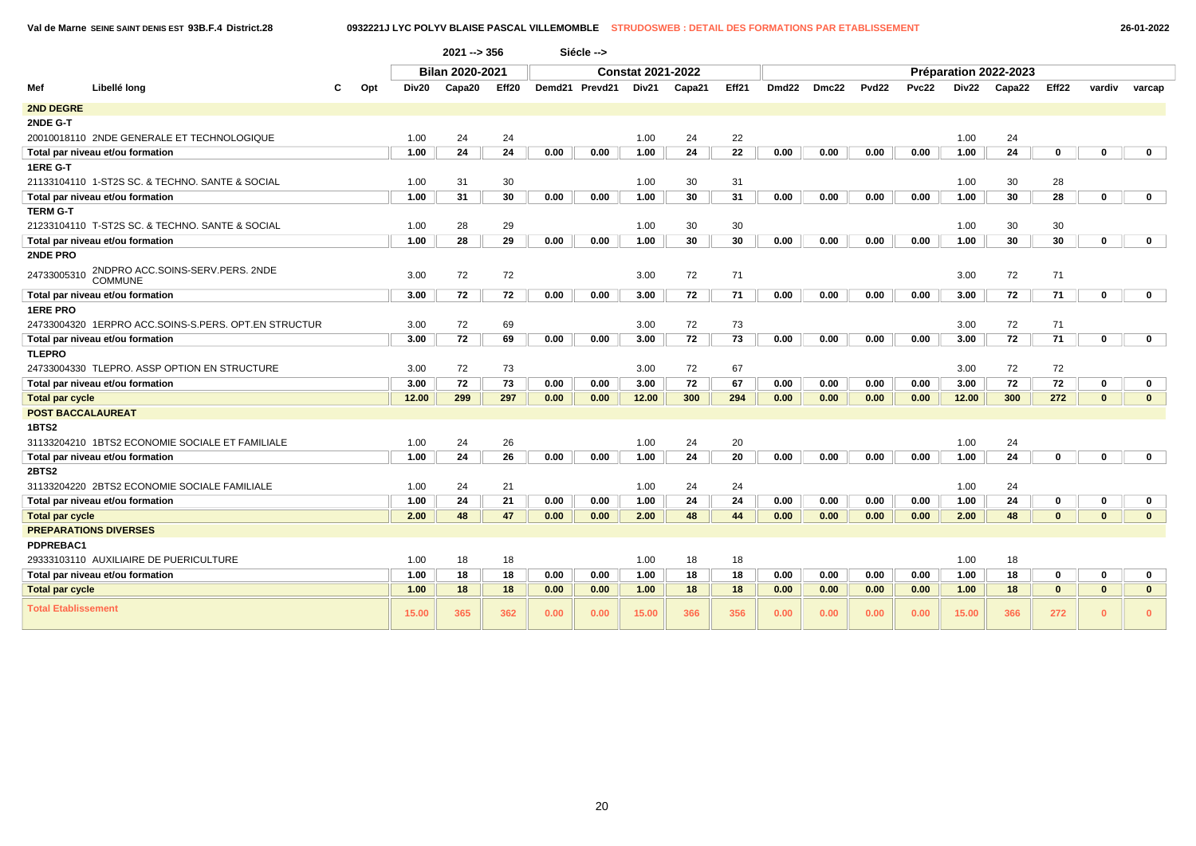**Val de Marne** SEINE SAINT DENIS EST **93B.F.4 District.28** — **0932221J LYC POLYV BLAISE PASCAL VILLEMOMBLE** STRUDOSWEB : DETAIL DES FORMATIONS PAR ETABLISSEMENT — 26-01-2022

2021 --> 356 — Siécle -->

| Mef | Libellé long | C | Opt | Bilan 2020-2021 | | | Constat 2021-2022 | | | | | Préparation 2022-2023 | | | | | | | | |
|---|---|---|---|---|---|---|---|---|---|---|---|---|---|---|---|---|---|---|---|---|
| | | | | Div20 | Capa20 | Eff20 | Demd21 | Prevd21 | Div21 | Capa21 | Eff21 | Dmd22 | Dmc22 | Pvd22 | Pvc22 | Div22 | Capa22 | Eff22 | vardiv | varcap |
| **2ND DEGRE** | | | | | | | | | | | | | | | | | | | | |
| **2NDE G-T** | | | | | | | | | | | | | | | | | | | | |
| 20010018110 | 2NDE GENERALE ET TECHNOLOGIQUE | | | 1.00 | 24 | 24 | | | 1.00 | 24 | 22 | | | | | 1.00 | 24 | | | |
| **Total par niveau et/ou formation** | | | | **1.00** | **24** | **24** | **0.00** | **0.00** | **1.00** | **24** | **22** | **0.00** | **0.00** | **0.00** | **0.00** | **1.00** | **24** | **0** | **0** | **0** |
| **1ERE G-T** | | | | | | | | | | | | | | | | | | | | |
| 21133104110 | 1-ST2S SC. & TECHNO. SANTE & SOCIAL | | | 1.00 | 31 | 30 | | | 1.00 | 30 | 31 | | | | | 1.00 | 30 | 28 | | |
| **Total par niveau et/ou formation** | | | | **1.00** | **31** | **30** | **0.00** | **0.00** | **1.00** | **30** | **31** | **0.00** | **0.00** | **0.00** | **0.00** | **1.00** | **30** | **28** | **0** | **0** |
| **TERM G-T** | | | | | | | | | | | | | | | | | | | | |
| 21233104110 | T-ST2S SC. & TECHNO. SANTE & SOCIAL | | | 1.00 | 28 | 29 | | | 1.00 | 30 | 30 | | | | | 1.00 | 30 | 30 | | |
| **Total par niveau et/ou formation** | | | | **1.00** | **28** | **29** | **0.00** | **0.00** | **1.00** | **30** | **30** | **0.00** | **0.00** | **0.00** | **0.00** | **1.00** | **30** | **30** | **0** | **0** |
| **2NDE PRO** | | | | | | | | | | | | | | | | | | | | |
| 24733005310 | 2NDPRO ACC.SOINS-SERV.PERS. 2NDE COMMUNE | | | 3.00 | 72 | 72 | | | 3.00 | 72 | 71 | | | | | 3.00 | 72 | 71 | | |
| **Total par niveau et/ou formation** | | | | **3.00** | **72** | **72** | **0.00** | **0.00** | **3.00** | **72** | **71** | **0.00** | **0.00** | **0.00** | **0.00** | **3.00** | **72** | **71** | **0** | **0** |
| **1ERE PRO** | | | | | | | | | | | | | | | | | | | | |
| 24733004320 | 1ERPRO ACC.SOINS-S.PERS. OPT.EN STRUCTUR | | | 3.00 | 72 | 69 | | | 3.00 | 72 | 73 | | | | | 3.00 | 72 | 71 | | |
| **Total par niveau et/ou formation** | | | | **3.00** | **72** | **69** | **0.00** | **0.00** | **3.00** | **72** | **73** | **0.00** | **0.00** | **0.00** | **0.00** | **3.00** | **72** | **71** | **0** | **0** |
| **TLEPRO** | | | | | | | | | | | | | | | | | | | | |
| 24733004330 | TLEPRO. ASSP OPTION EN STRUCTURE | | | 3.00 | 72 | 73 | | | 3.00 | 72 | 67 | | | | | 3.00 | 72 | 72 | | |
| **Total par niveau et/ou formation** | | | | **3.00** | **72** | **73** | **0.00** | **0.00** | **3.00** | **72** | **67** | **0.00** | **0.00** | **0.00** | **0.00** | **3.00** | **72** | **72** | **0** | **0** |
| **Total par cycle** | | | | **12.00** | **299** | **297** | **0.00** | **0.00** | **12.00** | **300** | **294** | **0.00** | **0.00** | **0.00** | **0.00** | **12.00** | **300** | **272** | **0** | **0** |
| **POST BACCALAUREAT** | | | | | | | | | | | | | | | | | | | | |
| **1BTS2** | | | | | | | | | | | | | | | | | | | | |
| 31133204210 | 1BTS2 ECONOMIE SOCIALE ET FAMILIALE | | | 1.00 | 24 | 26 | | | 1.00 | 24 | 20 | | | | | 1.00 | 24 | | | |
| **Total par niveau et/ou formation** | | | | **1.00** | **24** | **26** | **0.00** | **0.00** | **1.00** | **24** | **20** | **0.00** | **0.00** | **0.00** | **0.00** | **1.00** | **24** | **0** | **0** | **0** |
| **2BTS2** | | | | | | | | | | | | | | | | | | | | |
| 31133204220 | 2BTS2 ECONOMIE SOCIALE FAMILIALE | | | 1.00 | 24 | 21 | | | 1.00 | 24 | 24 | | | | | 1.00 | 24 | | | |
| **Total par niveau et/ou formation** | | | | **1.00** | **24** | **21** | **0.00** | **0.00** | **1.00** | **24** | **24** | **0.00** | **0.00** | **0.00** | **0.00** | **1.00** | **24** | **0** | **0** | **0** |
| **Total par cycle** | | | | **2.00** | **48** | **47** | **0.00** | **0.00** | **2.00** | **48** | **44** | **0.00** | **0.00** | **0.00** | **0.00** | **2.00** | **48** | **0** | **0** | **0** |
| **PREPARATIONS DIVERSES** | | | | | | | | | | | | | | | | | | | | |
| **PDPREBAC1** | | | | | | | | | | | | | | | | | | | | |
| 29333103110 | AUXILIAIRE DE PUERICULTURE | | | 1.00 | 18 | 18 | | | 1.00 | 18 | 18 | | | | | 1.00 | 18 | | | |
| **Total par niveau et/ou formation** | | | | **1.00** | **18** | **18** | **0.00** | **0.00** | **1.00** | **18** | **18** | **0.00** | **0.00** | **0.00** | **0.00** | **1.00** | **18** | **0** | **0** | **0** |
| **Total par cycle** | | | | **1.00** | **18** | **18** | **0.00** | **0.00** | **1.00** | **18** | **18** | **0.00** | **0.00** | **0.00** | **0.00** | **1.00** | **18** | **0** | **0** | **0** |
| **Total Etablissement** | | | | **15.00** | **365** | **362** | **0.00** | **0.00** | **15.00** | **366** | **356** | **0.00** | **0.00** | **0.00** | **0.00** | **15.00** | **366** | **272** | **0** | **0** |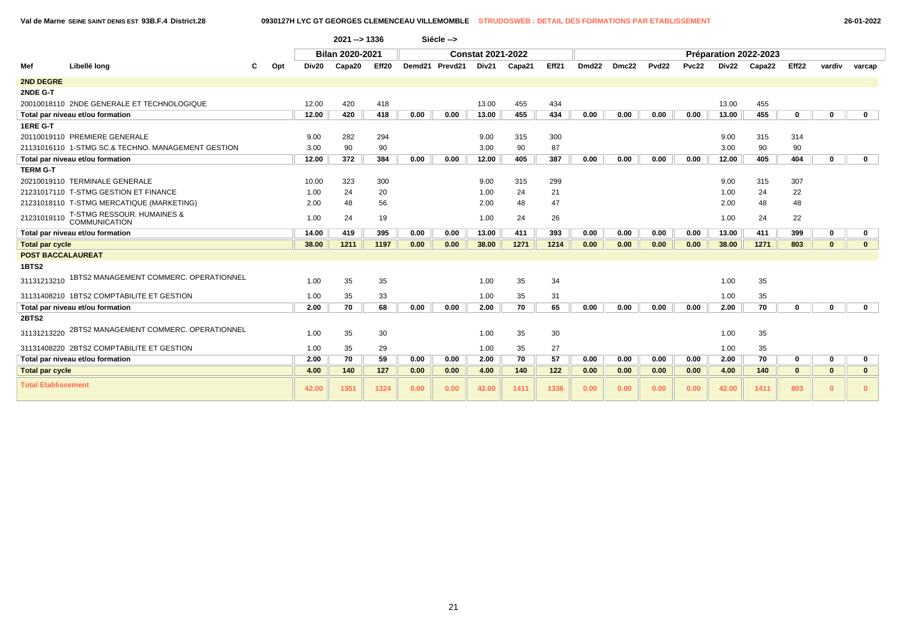Val de Marne SEINE SAINT DENIS EST 93B.F.4 District.28 — 0930127H LYC GT GEORGES CLEMENCEAU VILLEMOMBLE — STRUDOSWEB : DETAIL DES FORMATIONS PAR ETABLISSEMENT — 26-01-2022

2021 --> 1336 Siécle -->

| | | | | Bilan 2020-2021 | | | Constat 2021-2022 | | | | | Préparation 2022-2023 | | | | | | | | |
|---|---|---|---|---|---|---|---|---|---|---|---|---|---|---|---|---|---|---|---|---|
| Mef | Libellé long | C | Opt | Div20 | Capa20 | Eff20 | Demd21 | Prevd21 | Div21 | Capa21 | Eff21 | Dmd22 | Dmc22 | Pvd22 | Pvc22 | Div22 | Capa22 | Eff22 | vardiv | varcap |
| **2ND DEGRE** | | | | | | | | | | | | | | | | | | | | |
| **2NDE G-T** | | | | | | | | | | | | | | | | | | | | |
| 20010018110 | 2NDE GENERALE ET TECHNOLOGIQUE | | | 12.00 | 420 | 418 | | | 13.00 | 455 | 434 | | | | | 13.00 | 455 | | | |
| **Total par niveau et/ou formation** | | | | **12.00** | **420** | **418** | **0.00** | **0.00** | **13.00** | **455** | **434** | **0.00** | **0.00** | **0.00** | **0.00** | **13.00** | **455** | **0** | **0** | **0** |
| **1ERE G-T** | | | | | | | | | | | | | | | | | | | | |
| 20110019110 | PREMIERE GENERALE | | | 9.00 | 282 | 294 | | | 9.00 | 315 | 300 | | | | | 9.00 | 315 | 314 | | |
| 21131016110 | 1-STMG SC.& TECHNO. MANAGEMENT GESTION | | | 3.00 | 90 | 90 | | | 3.00 | 90 | 87 | | | | | 3.00 | 90 | 90 | | |
| **Total par niveau et/ou formation** | | | | **12.00** | **372** | **384** | **0.00** | **0.00** | **12.00** | **405** | **387** | **0.00** | **0.00** | **0.00** | **0.00** | **12.00** | **405** | **404** | **0** | **0** |
| **TERM G-T** | | | | | | | | | | | | | | | | | | | | |
| 20210019110 | TERMINALE GENERALE | | | 10.00 | 323 | 300 | | | 9.00 | 315 | 299 | | | | | 9.00 | 315 | 307 | | |
| 21231017110 | T-STMG GESTION ET FINANCE | | | 1.00 | 24 | 20 | | | 1.00 | 24 | 21 | | | | | 1.00 | 24 | 22 | | |
| 21231018110 | T-STMG MERCATIQUE (MARKETING) | | | 2.00 | 48 | 56 | | | 2.00 | 48 | 47 | | | | | 2.00 | 48 | 48 | | |
| 21231019110 | T-STMG RESSOUR. HUMAINES & COMMUNICATION | | | 1.00 | 24 | 19 | | | 1.00 | 24 | 26 | | | | | 1.00 | 24 | 22 | | |
| **Total par niveau et/ou formation** | | | | **14.00** | **419** | **395** | **0.00** | **0.00** | **13.00** | **411** | **393** | **0.00** | **0.00** | **0.00** | **0.00** | **13.00** | **411** | **399** | **0** | **0** |
| **Total par cycle** | | | | **38.00** | **1211** | **1197** | **0.00** | **0.00** | **38.00** | **1271** | **1214** | **0.00** | **0.00** | **0.00** | **0.00** | **38.00** | **1271** | **803** | **0** | **0** |
| **POST BACCALAUREAT** | | | | | | | | | | | | | | | | | | | | |
| **1BTS2** | | | | | | | | | | | | | | | | | | | | |
| 31131213210 | 1BTS2 MANAGEMENT COMMERC. OPERATIONNEL | | | 1.00 | 35 | 35 | | | 1.00 | 35 | 34 | | | | | 1.00 | 35 | | | |
| 31131408210 | 1BTS2 COMPTABILITE ET GESTION | | | 1.00 | 35 | 33 | | | 1.00 | 35 | 31 | | | | | 1.00 | 35 | | | |
| **Total par niveau et/ou formation** | | | | **2.00** | **70** | **68** | **0.00** | **0.00** | **2.00** | **70** | **65** | **0.00** | **0.00** | **0.00** | **0.00** | **2.00** | **70** | **0** | **0** | **0** |
| **2BTS2** | | | | | | | | | | | | | | | | | | | | |
| 31131213220 | 2BTS2 MANAGEMENT COMMERC. OPERATIONNEL | | | 1.00 | 35 | 30 | | | 1.00 | 35 | 30 | | | | | 1.00 | 35 | | | |
| 31131408220 | 2BTS2 COMPTABILITE ET GESTION | | | 1.00 | 35 | 29 | | | 1.00 | 35 | 27 | | | | | 1.00 | 35 | | | |
| **Total par niveau et/ou formation** | | | | **2.00** | **70** | **59** | **0.00** | **0.00** | **2.00** | **70** | **57** | **0.00** | **0.00** | **0.00** | **0.00** | **2.00** | **70** | **0** | **0** | **0** |
| **Total par cycle** | | | | **4.00** | **140** | **127** | **0.00** | **0.00** | **4.00** | **140** | **122** | **0.00** | **0.00** | **0.00** | **0.00** | **4.00** | **140** | **0** | **0** | **0** |
| **Total Etablissement** | | | | **42.00** | **1351** | **1324** | **0.00** | **0.00** | **42.00** | **1411** | **1336** | **0.00** | **0.00** | **0.00** | **0.00** | **42.00** | **1411** | **803** | **0** | **0** |